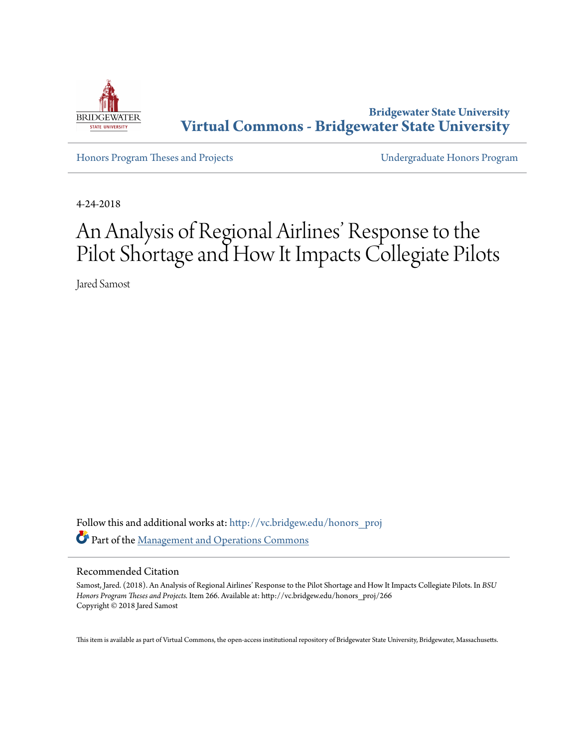Bridgewater State University
**Virtual Commons - Bridgewater State University**

Honors Program Theses and Projects

Undergraduate Honors Program

4-24-2018

# An Analysis of Regional Airlines' Response to the Pilot Shortage and How It Impacts Collegiate Pilots

Jared Samost

Follow this and additional works at: http://vc.bridgew.edu/honors_proj

Part of the Management and Operations Commons

## Recommended Citation

Samost, Jared. (2018). An Analysis of Regional Airlines' Response to the Pilot Shortage and How It Impacts Collegiate Pilots. In *BSU Honors Program Theses and Projects.* Item 266. Available at: http://vc.bridgew.edu/honors_proj/266
Copyright © 2018 Jared Samost

This item is available as part of Virtual Commons, the open-access institutional repository of Bridgewater State University, Bridgewater, Massachusetts.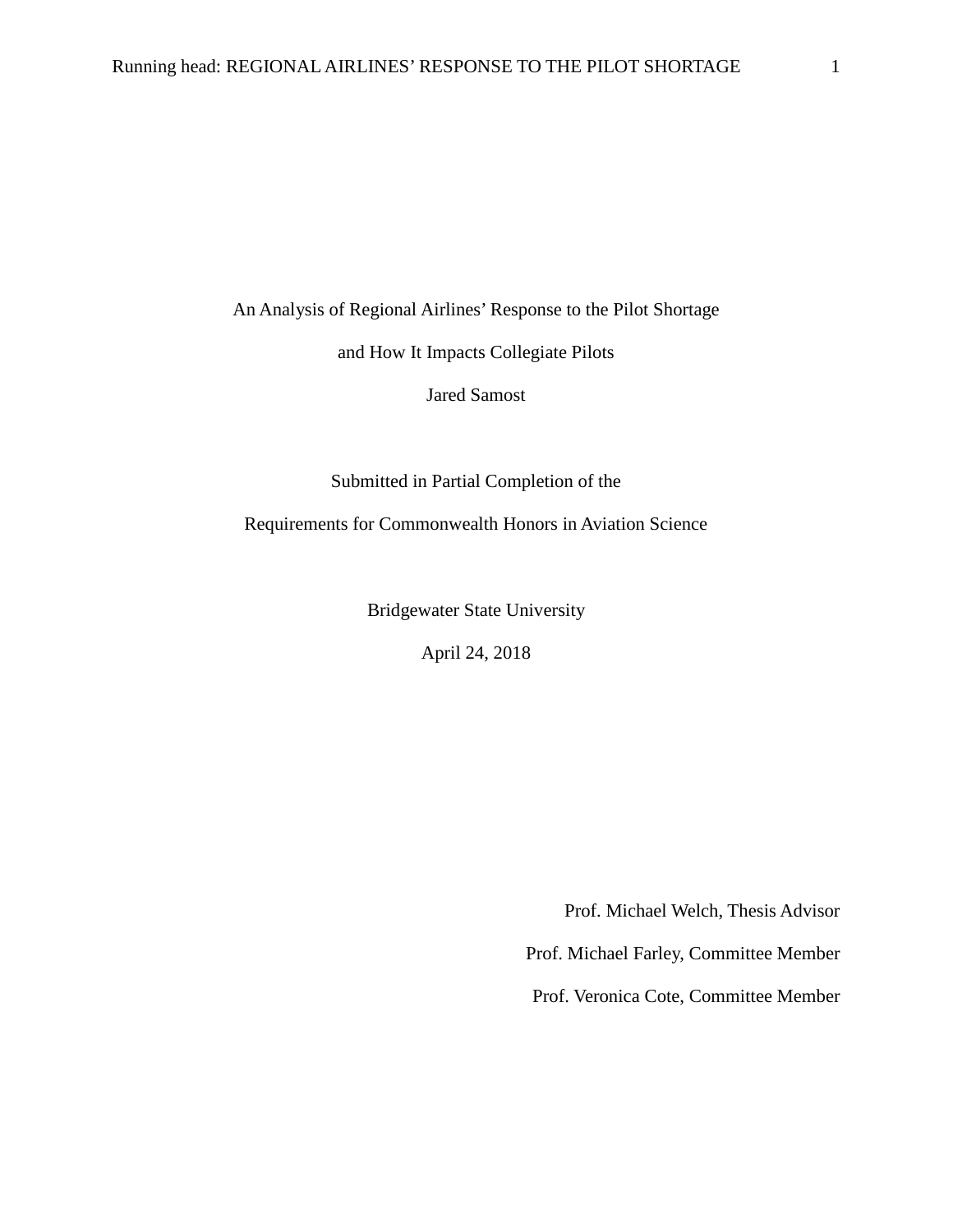An Analysis of Regional Airlines' Response to the Pilot Shortage

and How It Impacts Collegiate Pilots

Jared Samost

Submitted in Partial Completion of the

Requirements for Commonwealth Honors in Aviation Science

Bridgewater State University

April 24, 2018

Prof. Michael Welch, Thesis Advisor

Prof. Michael Farley, Committee Member

Prof. Veronica Cote, Committee Member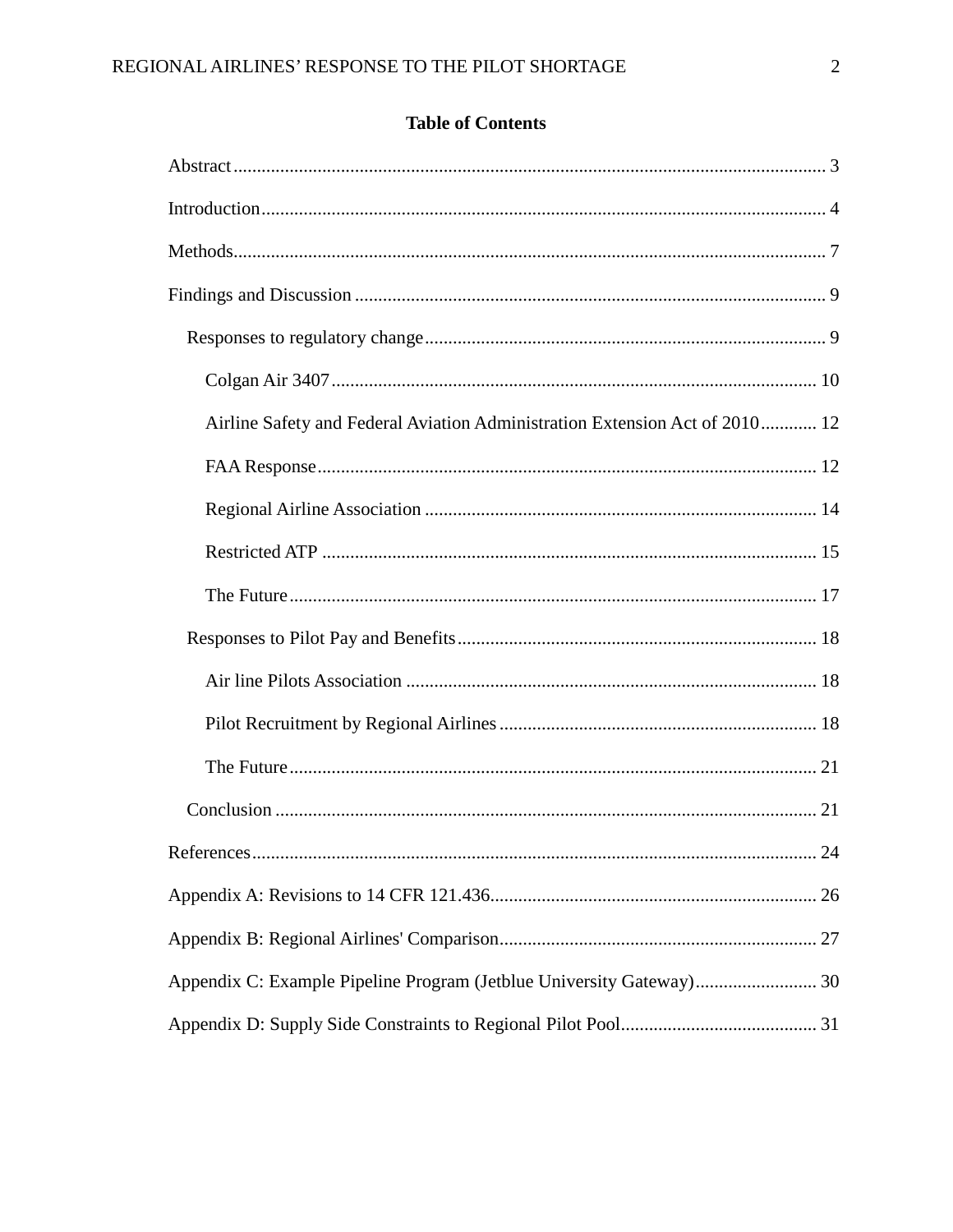# Table of Contents

- Abstract ........ 3
- Introduction ........ 4
- Methods ........ 7
- Findings and Discussion ........ 9
  - Responses to regulatory change ........ 9
    - Colgan Air 3407 ........ 10
    - Airline Safety and Federal Aviation Administration Extension Act of 2010 ........ 12
    - FAA Response ........ 12
    - Regional Airline Association ........ 14
    - Restricted ATP ........ 15
    - The Future ........ 17
  - Responses to Pilot Pay and Benefits ........ 18
    - Air line Pilots Association ........ 18
    - Pilot Recruitment by Regional Airlines ........ 18
    - The Future ........ 21
  - Conclusion ........ 21
- References ........ 24
- Appendix A: Revisions to 14 CFR 121.436 ........ 26
- Appendix B: Regional Airlines' Comparison ........ 27
- Appendix C: Example Pipeline Program (Jetblue University Gateway) ........ 30
- Appendix D: Supply Side Constraints to Regional Pilot Pool ........ 31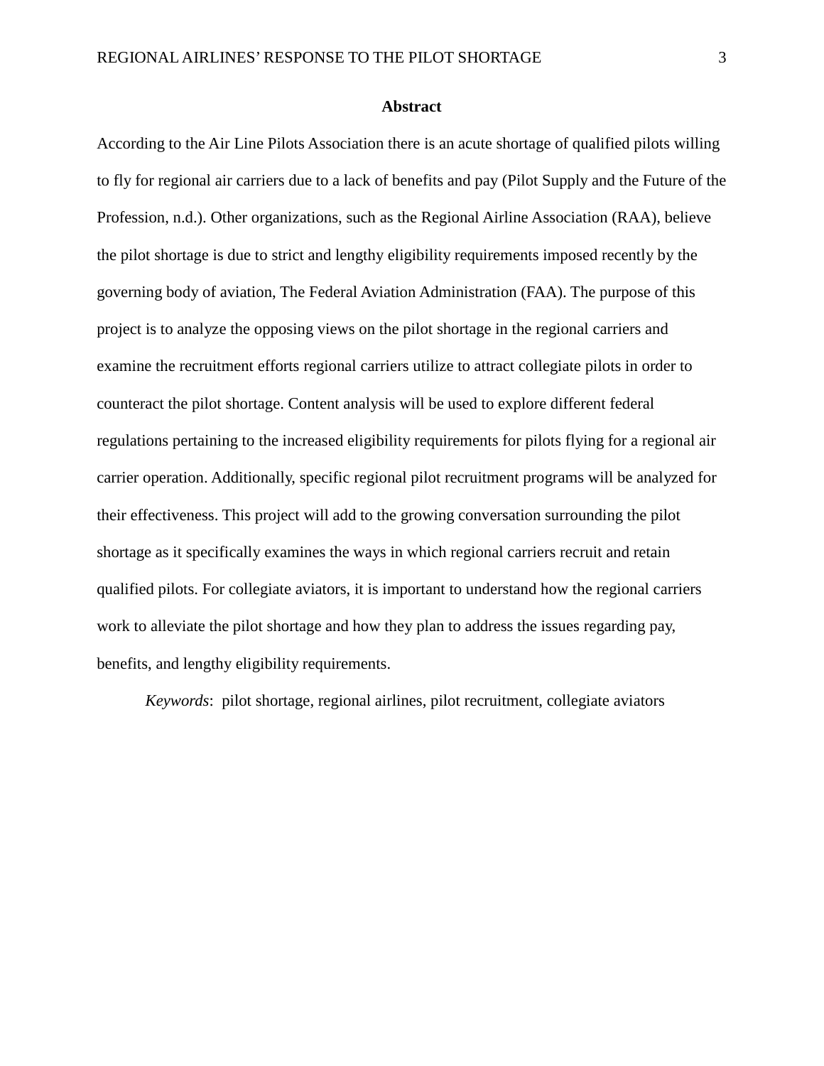## Abstract

According to the Air Line Pilots Association there is an acute shortage of qualified pilots willing to fly for regional air carriers due to a lack of benefits and pay (Pilot Supply and the Future of the Profession, n.d.). Other organizations, such as the Regional Airline Association (RAA), believe the pilot shortage is due to strict and lengthy eligibility requirements imposed recently by the governing body of aviation, The Federal Aviation Administration (FAA). The purpose of this project is to analyze the opposing views on the pilot shortage in the regional carriers and examine the recruitment efforts regional carriers utilize to attract collegiate pilots in order to counteract the pilot shortage. Content analysis will be used to explore different federal regulations pertaining to the increased eligibility requirements for pilots flying for a regional air carrier operation. Additionally, specific regional pilot recruitment programs will be analyzed for their effectiveness. This project will add to the growing conversation surrounding the pilot shortage as it specifically examines the ways in which regional carriers recruit and retain qualified pilots. For collegiate aviators, it is important to understand how the regional carriers work to alleviate the pilot shortage and how they plan to address the issues regarding pay, benefits, and lengthy eligibility requirements.

*Keywords*: pilot shortage, regional airlines, pilot recruitment, collegiate aviators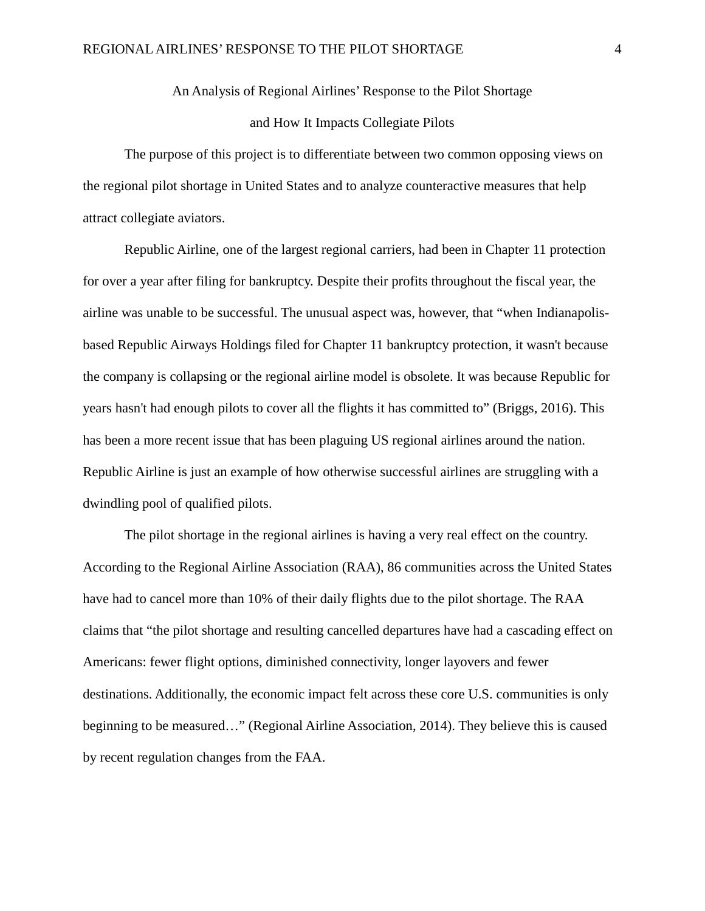# An Analysis of Regional Airlines' Response to the Pilot Shortage and How It Impacts Collegiate Pilots

The purpose of this project is to differentiate between two common opposing views on the regional pilot shortage in United States and to analyze counteractive measures that help attract collegiate aviators.

Republic Airline, one of the largest regional carriers, had been in Chapter 11 protection for over a year after filing for bankruptcy. Despite their profits throughout the fiscal year, the airline was unable to be successful. The unusual aspect was, however, that "when Indianapolis-based Republic Airways Holdings filed for Chapter 11 bankruptcy protection, it wasn't because the company is collapsing or the regional airline model is obsolete. It was because Republic for years hasn't had enough pilots to cover all the flights it has committed to" (Briggs, 2016). This has been a more recent issue that has been plaguing US regional airlines around the nation. Republic Airline is just an example of how otherwise successful airlines are struggling with a dwindling pool of qualified pilots.

The pilot shortage in the regional airlines is having a very real effect on the country. According to the Regional Airline Association (RAA), 86 communities across the United States have had to cancel more than 10% of their daily flights due to the pilot shortage. The RAA claims that "the pilot shortage and resulting cancelled departures have had a cascading effect on Americans: fewer flight options, diminished connectivity, longer layovers and fewer destinations. Additionally, the economic impact felt across these core U.S. communities is only beginning to be measured…" (Regional Airline Association, 2014). They believe this is caused by recent regulation changes from the FAA.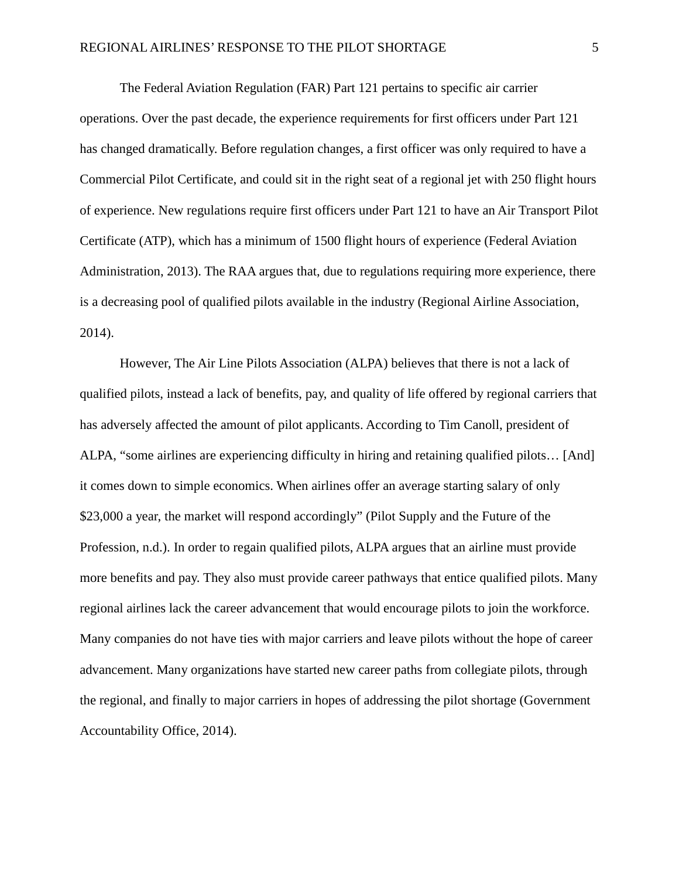The Federal Aviation Regulation (FAR) Part 121 pertains to specific air carrier operations. Over the past decade, the experience requirements for first officers under Part 121 has changed dramatically. Before regulation changes, a first officer was only required to have a Commercial Pilot Certificate, and could sit in the right seat of a regional jet with 250 flight hours of experience. New regulations require first officers under Part 121 to have an Air Transport Pilot Certificate (ATP), which has a minimum of 1500 flight hours of experience (Federal Aviation Administration, 2013). The RAA argues that, due to regulations requiring more experience, there is a decreasing pool of qualified pilots available in the industry (Regional Airline Association, 2014).

However, The Air Line Pilots Association (ALPA) believes that there is not a lack of qualified pilots, instead a lack of benefits, pay, and quality of life offered by regional carriers that has adversely affected the amount of pilot applicants. According to Tim Canoll, president of ALPA, "some airlines are experiencing difficulty in hiring and retaining qualified pilots… [And] it comes down to simple economics. When airlines offer an average starting salary of only $23,000 a year, the market will respond accordingly" (Pilot Supply and the Future of the Profession, n.d.). In order to regain qualified pilots, ALPA argues that an airline must provide more benefits and pay. They also must provide career pathways that entice qualified pilots. Many regional airlines lack the career advancement that would encourage pilots to join the workforce. Many companies do not have ties with major carriers and leave pilots without the hope of career advancement. Many organizations have started new career paths from collegiate pilots, through the regional, and finally to major carriers in hopes of addressing the pilot shortage (Government Accountability Office, 2014).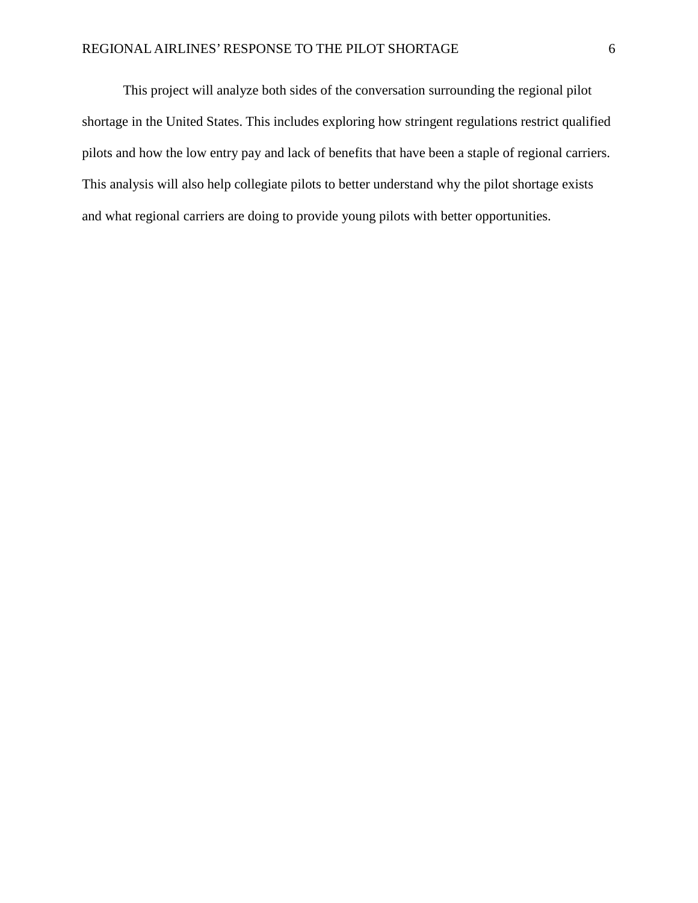This project will analyze both sides of the conversation surrounding the regional pilot shortage in the United States. This includes exploring how stringent regulations restrict qualified pilots and how the low entry pay and lack of benefits that have been a staple of regional carriers. This analysis will also help collegiate pilots to better understand why the pilot shortage exists and what regional carriers are doing to provide young pilots with better opportunities.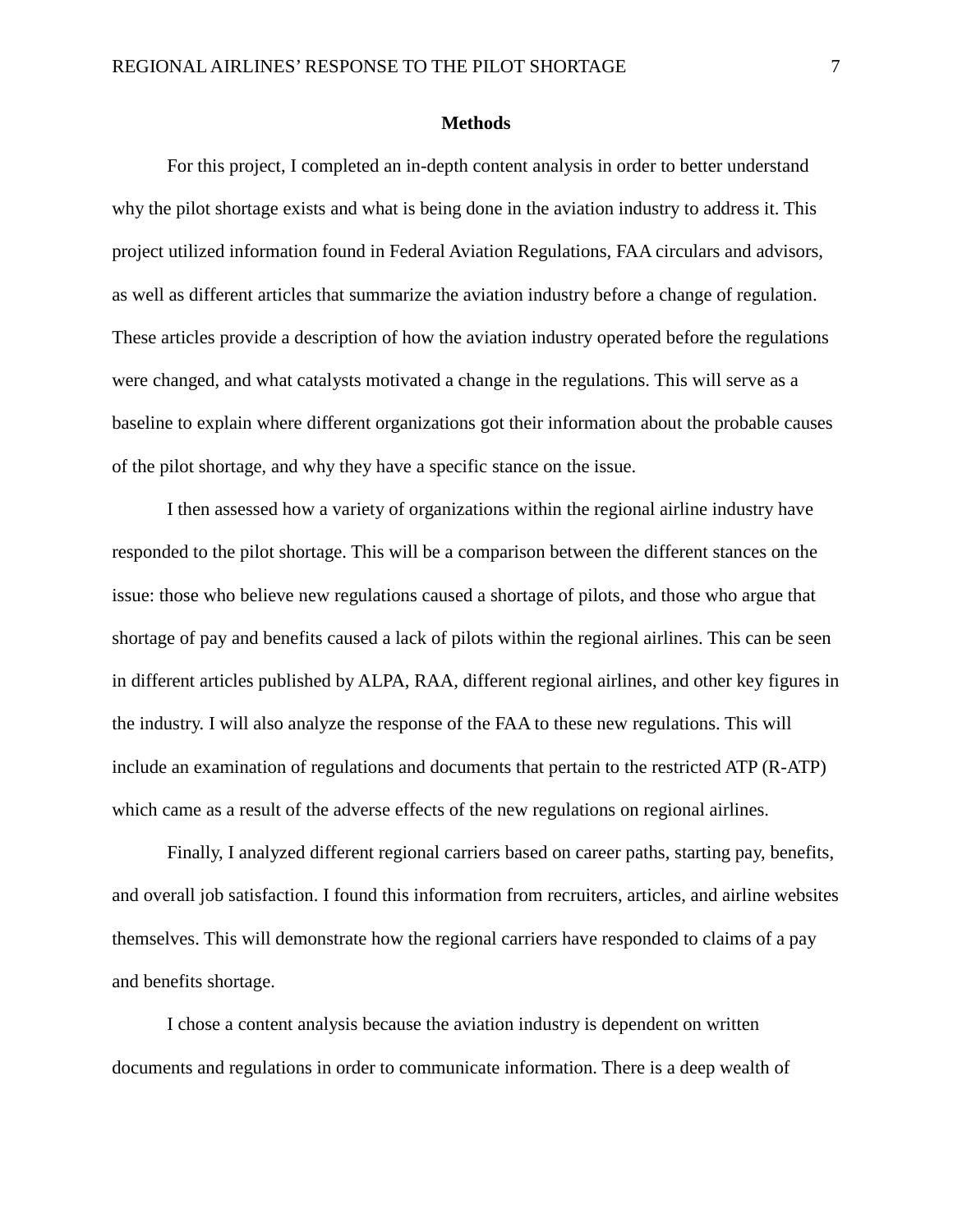## Methods

For this project, I completed an in-depth content analysis in order to better understand why the pilot shortage exists and what is being done in the aviation industry to address it. This project utilized information found in Federal Aviation Regulations, FAA circulars and advisors, as well as different articles that summarize the aviation industry before a change of regulation. These articles provide a description of how the aviation industry operated before the regulations were changed, and what catalysts motivated a change in the regulations. This will serve as a baseline to explain where different organizations got their information about the probable causes of the pilot shortage, and why they have a specific stance on the issue.

I then assessed how a variety of organizations within the regional airline industry have responded to the pilot shortage. This will be a comparison between the different stances on the issue: those who believe new regulations caused a shortage of pilots, and those who argue that shortage of pay and benefits caused a lack of pilots within the regional airlines. This can be seen in different articles published by ALPA, RAA, different regional airlines, and other key figures in the industry. I will also analyze the response of the FAA to these new regulations. This will include an examination of regulations and documents that pertain to the restricted ATP (R-ATP) which came as a result of the adverse effects of the new regulations on regional airlines.

Finally, I analyzed different regional carriers based on career paths, starting pay, benefits, and overall job satisfaction. I found this information from recruiters, articles, and airline websites themselves. This will demonstrate how the regional carriers have responded to claims of a pay and benefits shortage.

I chose a content analysis because the aviation industry is dependent on written documents and regulations in order to communicate information. There is a deep wealth of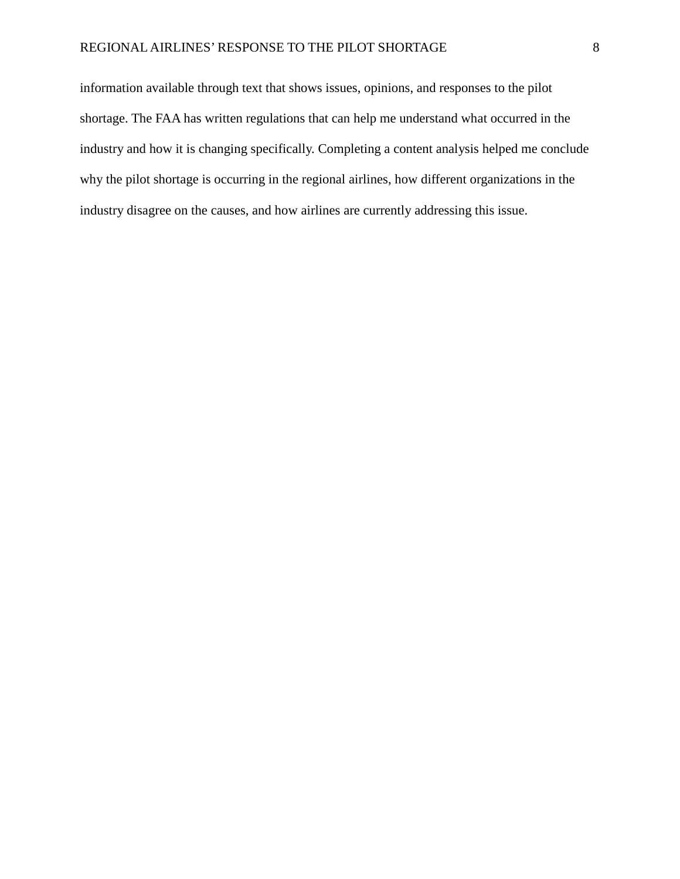information available through text that shows issues, opinions, and responses to the pilot shortage. The FAA has written regulations that can help me understand what occurred in the industry and how it is changing specifically. Completing a content analysis helped me conclude why the pilot shortage is occurring in the regional airlines, how different organizations in the industry disagree on the causes, and how airlines are currently addressing this issue.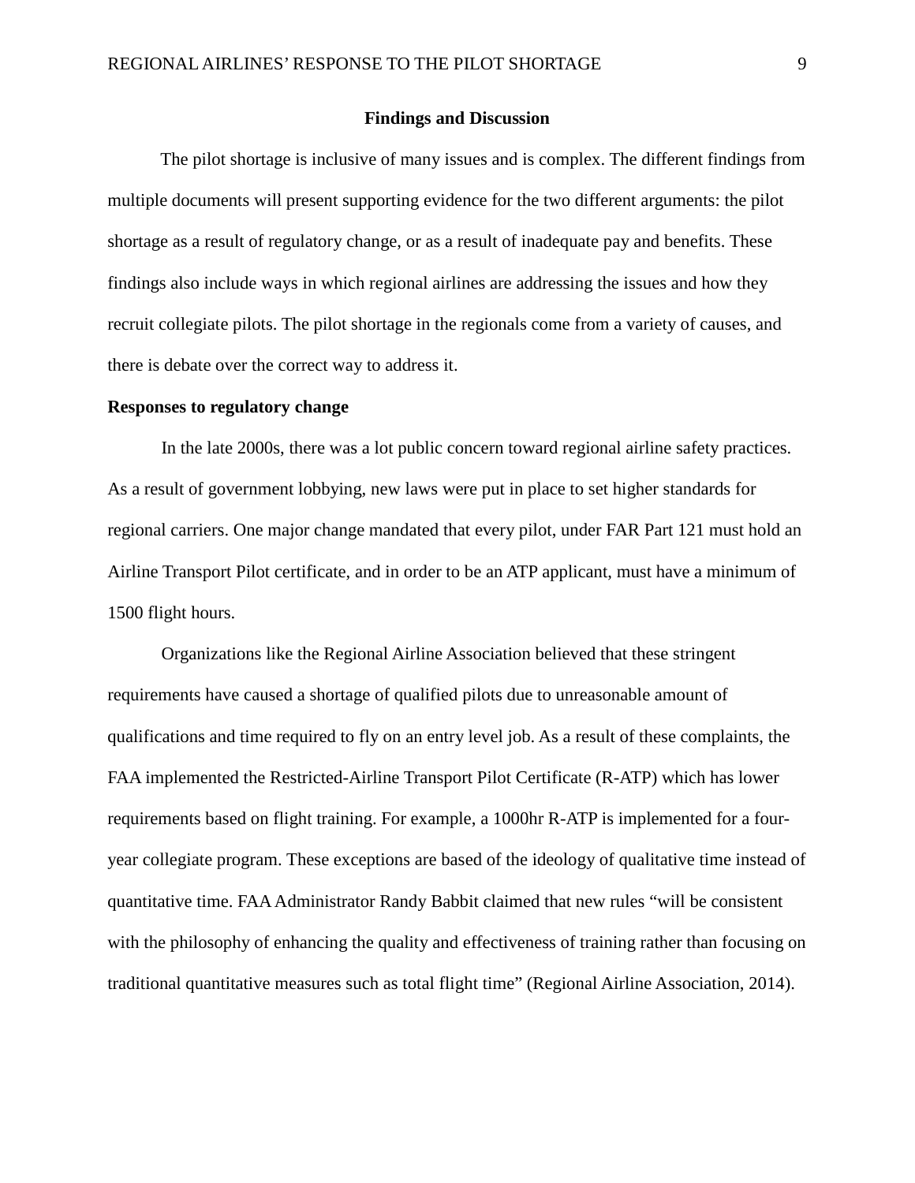## Findings and Discussion

The pilot shortage is inclusive of many issues and is complex. The different findings from multiple documents will present supporting evidence for the two different arguments: the pilot shortage as a result of regulatory change, or as a result of inadequate pay and benefits. These findings also include ways in which regional airlines are addressing the issues and how they recruit collegiate pilots. The pilot shortage in the regionals come from a variety of causes, and there is debate over the correct way to address it.

### Responses to regulatory change

In the late 2000s, there was a lot public concern toward regional airline safety practices. As a result of government lobbying, new laws were put in place to set higher standards for regional carriers. One major change mandated that every pilot, under FAR Part 121 must hold an Airline Transport Pilot certificate, and in order to be an ATP applicant, must have a minimum of 1500 flight hours.

Organizations like the Regional Airline Association believed that these stringent requirements have caused a shortage of qualified pilots due to unreasonable amount of qualifications and time required to fly on an entry level job. As a result of these complaints, the FAA implemented the Restricted-Airline Transport Pilot Certificate (R-ATP) which has lower requirements based on flight training. For example, a 1000hr R-ATP is implemented for a four-year collegiate program. These exceptions are based of the ideology of qualitative time instead of quantitative time. FAA Administrator Randy Babbit claimed that new rules "will be consistent with the philosophy of enhancing the quality and effectiveness of training rather than focusing on traditional quantitative measures such as total flight time" (Regional Airline Association, 2014).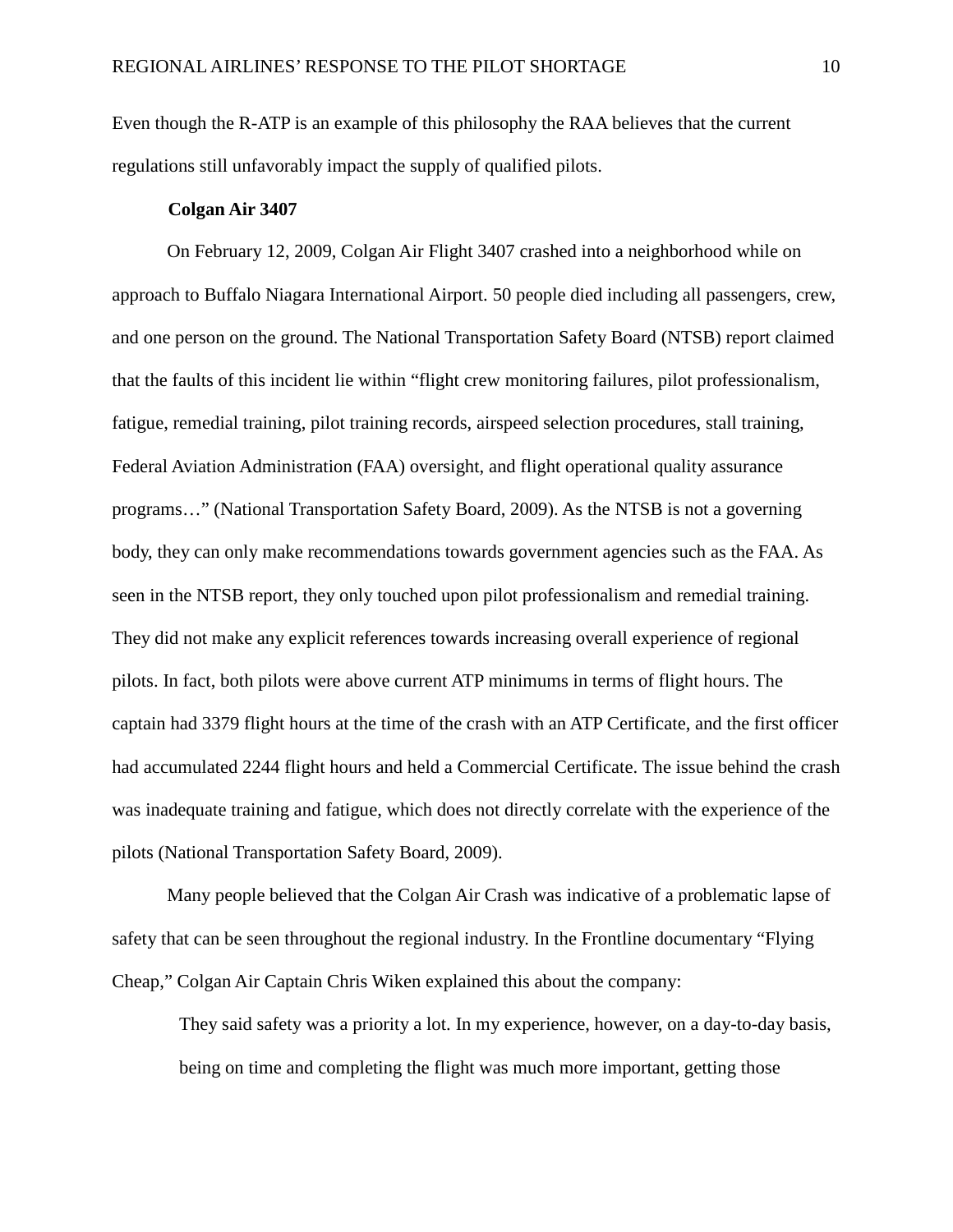Even though the R-ATP is an example of this philosophy the RAA believes that the current regulations still unfavorably impact the supply of qualified pilots.

### Colgan Air 3407

On February 12, 2009, Colgan Air Flight 3407 crashed into a neighborhood while on approach to Buffalo Niagara International Airport. 50 people died including all passengers, crew, and one person on the ground. The National Transportation Safety Board (NTSB) report claimed that the faults of this incident lie within "flight crew monitoring failures, pilot professionalism, fatigue, remedial training, pilot training records, airspeed selection procedures, stall training, Federal Aviation Administration (FAA) oversight, and flight operational quality assurance programs…" (National Transportation Safety Board, 2009). As the NTSB is not a governing body, they can only make recommendations towards government agencies such as the FAA. As seen in the NTSB report, they only touched upon pilot professionalism and remedial training. They did not make any explicit references towards increasing overall experience of regional pilots. In fact, both pilots were above current ATP minimums in terms of flight hours. The captain had 3379 flight hours at the time of the crash with an ATP Certificate, and the first officer had accumulated 2244 flight hours and held a Commercial Certificate. The issue behind the crash was inadequate training and fatigue, which does not directly correlate with the experience of the pilots (National Transportation Safety Board, 2009).

Many people believed that the Colgan Air Crash was indicative of a problematic lapse of safety that can be seen throughout the regional industry. In the Frontline documentary "Flying Cheap," Colgan Air Captain Chris Wiken explained this about the company:

> They said safety was a priority a lot. In my experience, however, on a day-to-day basis, being on time and completing the flight was much more important, getting those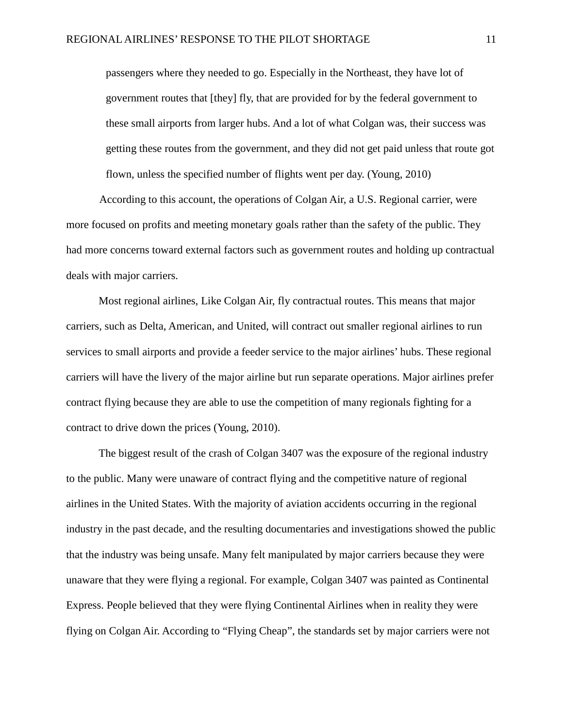> passengers where they needed to go. Especially in the Northeast, they have lot of government routes that [they] fly, that are provided for by the federal government to these small airports from larger hubs. And a lot of what Colgan was, their success was getting these routes from the government, and they did not get paid unless that route got flown, unless the specified number of flights went per day. (Young, 2010)

According to this account, the operations of Colgan Air, a U.S. Regional carrier, were more focused on profits and meeting monetary goals rather than the safety of the public. They had more concerns toward external factors such as government routes and holding up contractual deals with major carriers.

Most regional airlines, Like Colgan Air, fly contractual routes. This means that major carriers, such as Delta, American, and United, will contract out smaller regional airlines to run services to small airports and provide a feeder service to the major airlines' hubs. These regional carriers will have the livery of the major airline but run separate operations. Major airlines prefer contract flying because they are able to use the competition of many regionals fighting for a contract to drive down the prices (Young, 2010).

The biggest result of the crash of Colgan 3407 was the exposure of the regional industry to the public. Many were unaware of contract flying and the competitive nature of regional airlines in the United States. With the majority of aviation accidents occurring in the regional industry in the past decade, and the resulting documentaries and investigations showed the public that the industry was being unsafe. Many felt manipulated by major carriers because they were unaware that they were flying a regional. For example, Colgan 3407 was painted as Continental Express. People believed that they were flying Continental Airlines when in reality they were flying on Colgan Air. According to "Flying Cheap", the standards set by major carriers were not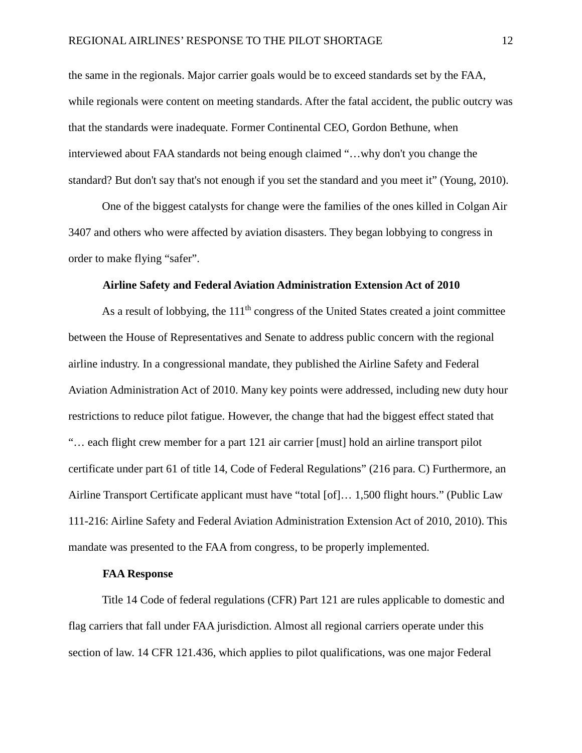the same in the regionals. Major carrier goals would be to exceed standards set by the FAA, while regionals were content on meeting standards. After the fatal accident, the public outcry was that the standards were inadequate. Former Continental CEO, Gordon Bethune, when interviewed about FAA standards not being enough claimed "…why don't you change the standard? But don't say that's not enough if you set the standard and you meet it" (Young, 2010).

One of the biggest catalysts for change were the families of the ones killed in Colgan Air 3407 and others who were affected by aviation disasters. They began lobbying to congress in order to make flying "safer".

## Airline Safety and Federal Aviation Administration Extension Act of 2010

As a result of lobbying, the 111th congress of the United States created a joint committee between the House of Representatives and Senate to address public concern with the regional airline industry. In a congressional mandate, they published the Airline Safety and Federal Aviation Administration Act of 2010. Many key points were addressed, including new duty hour restrictions to reduce pilot fatigue. However, the change that had the biggest effect stated that "… each flight crew member for a part 121 air carrier [must] hold an airline transport pilot certificate under part 61 of title 14, Code of Federal Regulations" (216 para. C) Furthermore, an Airline Transport Certificate applicant must have "total [of]… 1,500 flight hours." (Public Law 111-216: Airline Safety and Federal Aviation Administration Extension Act of 2010, 2010). This mandate was presented to the FAA from congress, to be properly implemented.

## FAA Response

Title 14 Code of federal regulations (CFR) Part 121 are rules applicable to domestic and flag carriers that fall under FAA jurisdiction. Almost all regional carriers operate under this section of law. 14 CFR 121.436, which applies to pilot qualifications, was one major Federal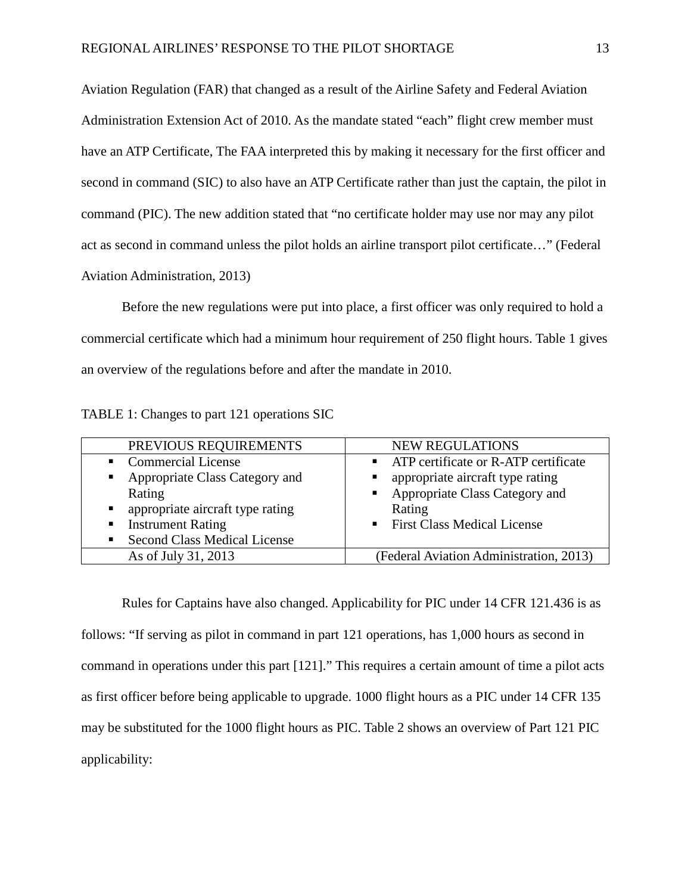Aviation Regulation (FAR) that changed as a result of the Airline Safety and Federal Aviation Administration Extension Act of 2010. As the mandate stated “each” flight crew member must have an ATP Certificate, The FAA interpreted this by making it necessary for the first officer and second in command (SIC) to also have an ATP Certificate rather than just the captain, the pilot in command (PIC). The new addition stated that “no certificate holder may use nor may any pilot act as second in command unless the pilot holds an airline transport pilot certificate…” (Federal Aviation Administration, 2013)

Before the new regulations were put into place, a first officer was only required to hold a commercial certificate which had a minimum hour requirement of 250 flight hours. Table 1 gives an overview of the regulations before and after the mandate in 2010.

TABLE 1: Changes to part 121 operations SIC

| PREVIOUS REQUIREMENTS | NEW REGULATIONS |
|---|---|
| ▪ Commercial License<br>▪ Appropriate Class Category and Rating<br>▪ appropriate aircraft type rating<br>▪ Instrument Rating<br>▪ Second Class Medical License | ▪ ATP certificate or R-ATP certificate<br>▪ appropriate aircraft type rating<br>▪ Appropriate Class Category and Rating<br>▪ First Class Medical License |
| As of July 31, 2013 | (Federal Aviation Administration, 2013) |

Rules for Captains have also changed. Applicability for PIC under 14 CFR 121.436 is as follows: “If serving as pilot in command in part 121 operations, has 1,000 hours as second in command in operations under this part [121].” This requires a certain amount of time a pilot acts as first officer before being applicable to upgrade. 1000 flight hours as a PIC under 14 CFR 135 may be substituted for the 1000 flight hours as PIC. Table 2 shows an overview of Part 121 PIC applicability: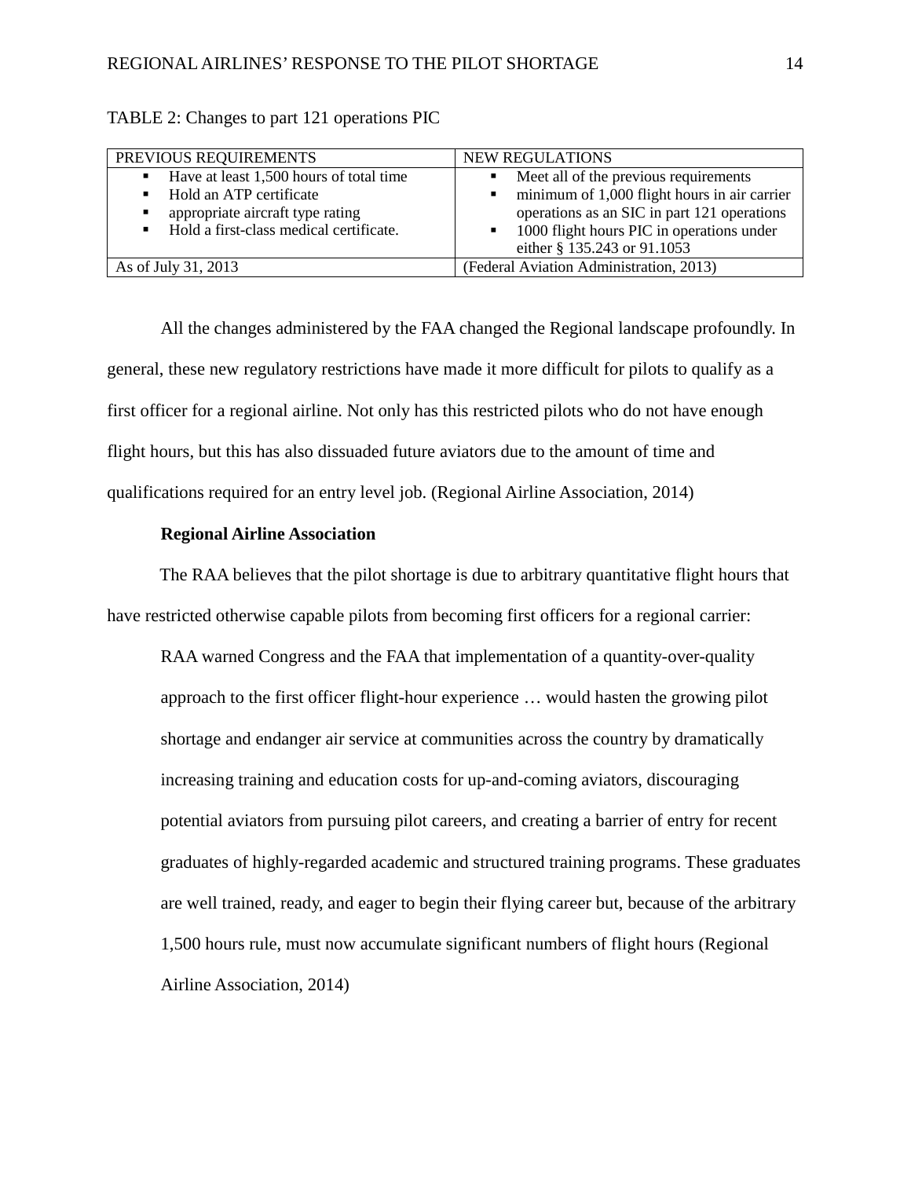TABLE 2: Changes to part 121 operations PIC

| PREVIOUS REQUIREMENTS | NEW REGULATIONS |
|---|---|
| ▪ Have at least 1,500 hours of total time<br>▪ Hold an ATP certificate<br>▪ appropriate aircraft type rating<br>▪ Hold a first-class medical certificate. | ▪ Meet all of the previous requirements<br>▪ minimum of 1,000 flight hours in air carrier operations as an SIC in part 121 operations<br>▪ 1000 flight hours PIC in operations under either § 135.243 or 91.1053 |
| As of July 31, 2013 | (Federal Aviation Administration, 2013) |

All the changes administered by the FAA changed the Regional landscape profoundly. In general, these new regulatory restrictions have made it more difficult for pilots to qualify as a first officer for a regional airline. Not only has this restricted pilots who do not have enough flight hours, but this has also dissuaded future aviators due to the amount of time and qualifications required for an entry level job. (Regional Airline Association, 2014)

**Regional Airline Association**

The RAA believes that the pilot shortage is due to arbitrary quantitative flight hours that have restricted otherwise capable pilots from becoming first officers for a regional carrier:

> RAA warned Congress and the FAA that implementation of a quantity-over-quality approach to the first officer flight-hour experience … would hasten the growing pilot shortage and endanger air service at communities across the country by dramatically increasing training and education costs for up-and-coming aviators, discouraging potential aviators from pursuing pilot careers, and creating a barrier of entry for recent graduates of highly-regarded academic and structured training programs. These graduates are well trained, ready, and eager to begin their flying career but, because of the arbitrary 1,500 hours rule, must now accumulate significant numbers of flight hours (Regional Airline Association, 2014)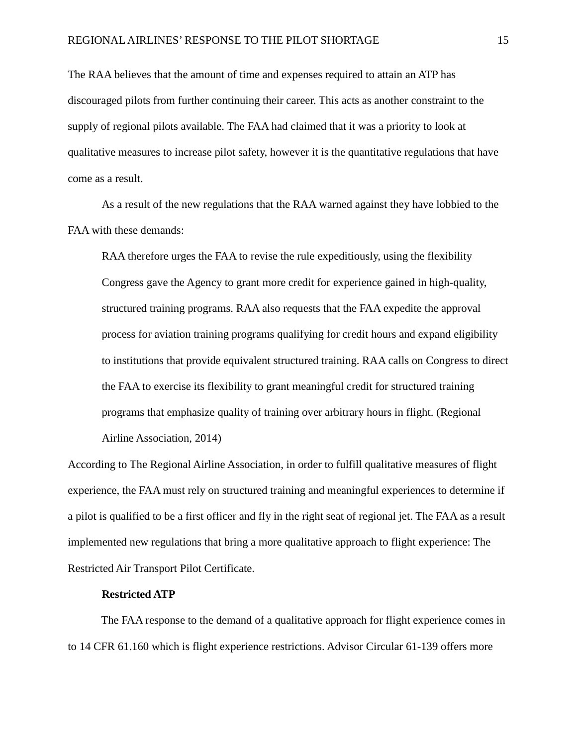The RAA believes that the amount of time and expenses required to attain an ATP has discouraged pilots from further continuing their career. This acts as another constraint to the supply of regional pilots available. The FAA had claimed that it was a priority to look at qualitative measures to increase pilot safety, however it is the quantitative regulations that have come as a result.

As a result of the new regulations that the RAA warned against they have lobbied to the FAA with these demands:

> RAA therefore urges the FAA to revise the rule expeditiously, using the flexibility Congress gave the Agency to grant more credit for experience gained in high-quality, structured training programs. RAA also requests that the FAA expedite the approval process for aviation training programs qualifying for credit hours and expand eligibility to institutions that provide equivalent structured training. RAA calls on Congress to direct the FAA to exercise its flexibility to grant meaningful credit for structured training programs that emphasize quality of training over arbitrary hours in flight. (Regional Airline Association, 2014)

According to The Regional Airline Association, in order to fulfill qualitative measures of flight experience, the FAA must rely on structured training and meaningful experiences to determine if a pilot is qualified to be a first officer and fly in the right seat of regional jet. The FAA as a result implemented new regulations that bring a more qualitative approach to flight experience: The Restricted Air Transport Pilot Certificate.

### Restricted ATP

The FAA response to the demand of a qualitative approach for flight experience comes in to 14 CFR 61.160 which is flight experience restrictions. Advisor Circular 61-139 offers more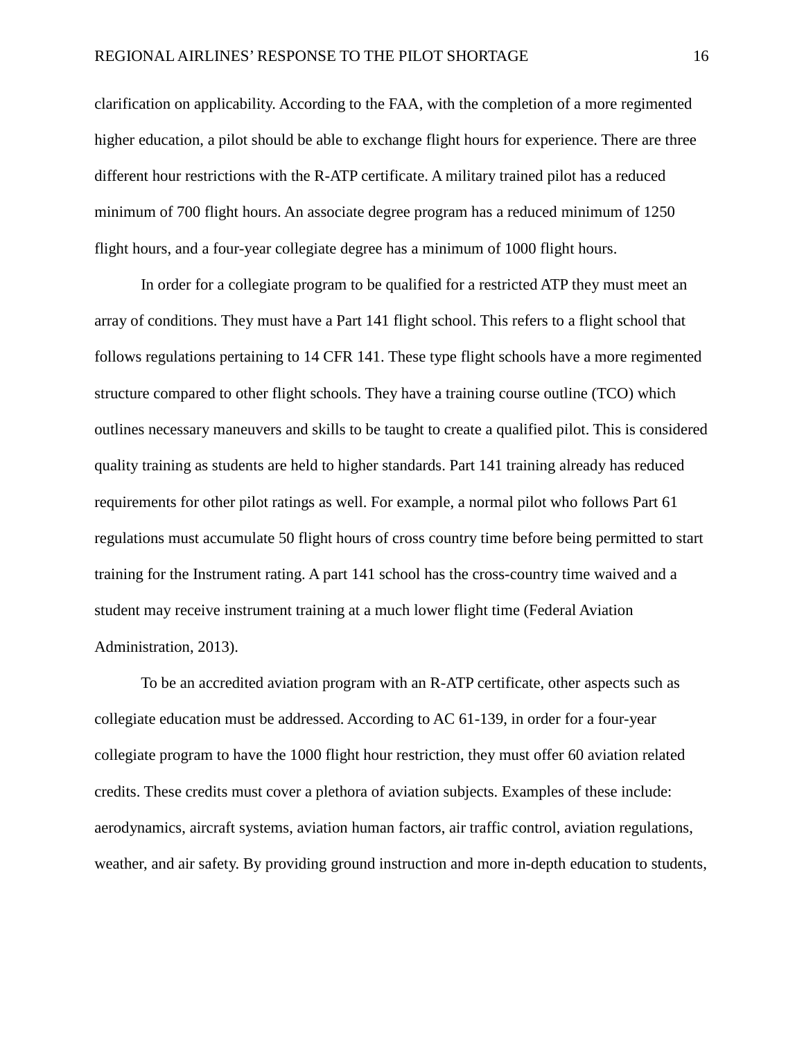clarification on applicability. According to the FAA, with the completion of a more regimented higher education, a pilot should be able to exchange flight hours for experience. There are three different hour restrictions with the R-ATP certificate. A military trained pilot has a reduced minimum of 700 flight hours. An associate degree program has a reduced minimum of 1250 flight hours, and a four-year collegiate degree has a minimum of 1000 flight hours.

In order for a collegiate program to be qualified for a restricted ATP they must meet an array of conditions. They must have a Part 141 flight school. This refers to a flight school that follows regulations pertaining to 14 CFR 141. These type flight schools have a more regimented structure compared to other flight schools. They have a training course outline (TCO) which outlines necessary maneuvers and skills to be taught to create a qualified pilot. This is considered quality training as students are held to higher standards. Part 141 training already has reduced requirements for other pilot ratings as well. For example, a normal pilot who follows Part 61 regulations must accumulate 50 flight hours of cross country time before being permitted to start training for the Instrument rating. A part 141 school has the cross-country time waived and a student may receive instrument training at a much lower flight time (Federal Aviation Administration, 2013).

To be an accredited aviation program with an R-ATP certificate, other aspects such as collegiate education must be addressed. According to AC 61-139, in order for a four-year collegiate program to have the 1000 flight hour restriction, they must offer 60 aviation related credits. These credits must cover a plethora of aviation subjects. Examples of these include: aerodynamics, aircraft systems, aviation human factors, air traffic control, aviation regulations, weather, and air safety. By providing ground instruction and more in-depth education to students,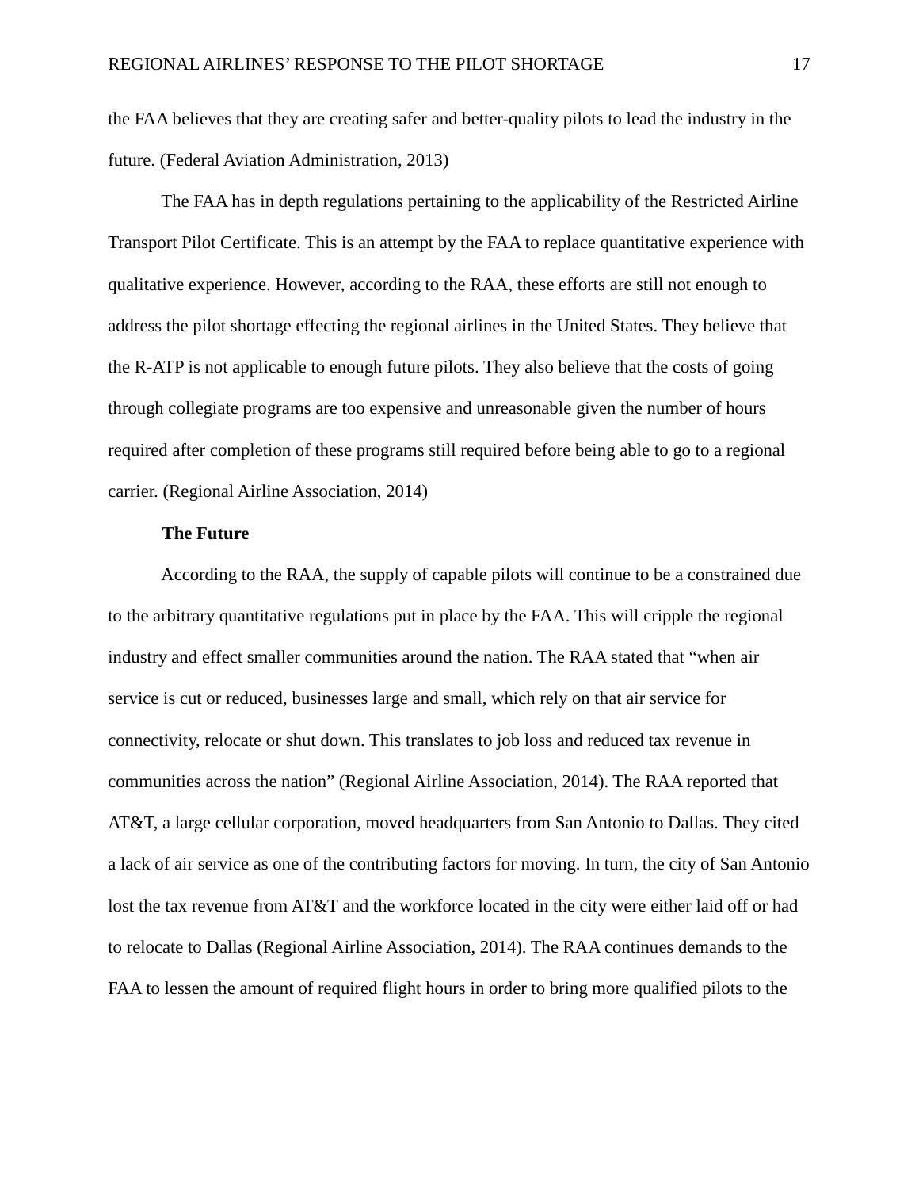the FAA believes that they are creating safer and better-quality pilots to lead the industry in the future. (Federal Aviation Administration, 2013)

The FAA has in depth regulations pertaining to the applicability of the Restricted Airline Transport Pilot Certificate. This is an attempt by the FAA to replace quantitative experience with qualitative experience. However, according to the RAA, these efforts are still not enough to address the pilot shortage effecting the regional airlines in the United States. They believe that the R-ATP is not applicable to enough future pilots. They also believe that the costs of going through collegiate programs are too expensive and unreasonable given the number of hours required after completion of these programs still required before being able to go to a regional carrier. (Regional Airline Association, 2014)

### The Future

According to the RAA, the supply of capable pilots will continue to be a constrained due to the arbitrary quantitative regulations put in place by the FAA. This will cripple the regional industry and effect smaller communities around the nation. The RAA stated that "when air service is cut or reduced, businesses large and small, which rely on that air service for connectivity, relocate or shut down. This translates to job loss and reduced tax revenue in communities across the nation" (Regional Airline Association, 2014). The RAA reported that AT&T, a large cellular corporation, moved headquarters from San Antonio to Dallas. They cited a lack of air service as one of the contributing factors for moving. In turn, the city of San Antonio lost the tax revenue from AT&T and the workforce located in the city were either laid off or had to relocate to Dallas (Regional Airline Association, 2014). The RAA continues demands to the FAA to lessen the amount of required flight hours in order to bring more qualified pilots to the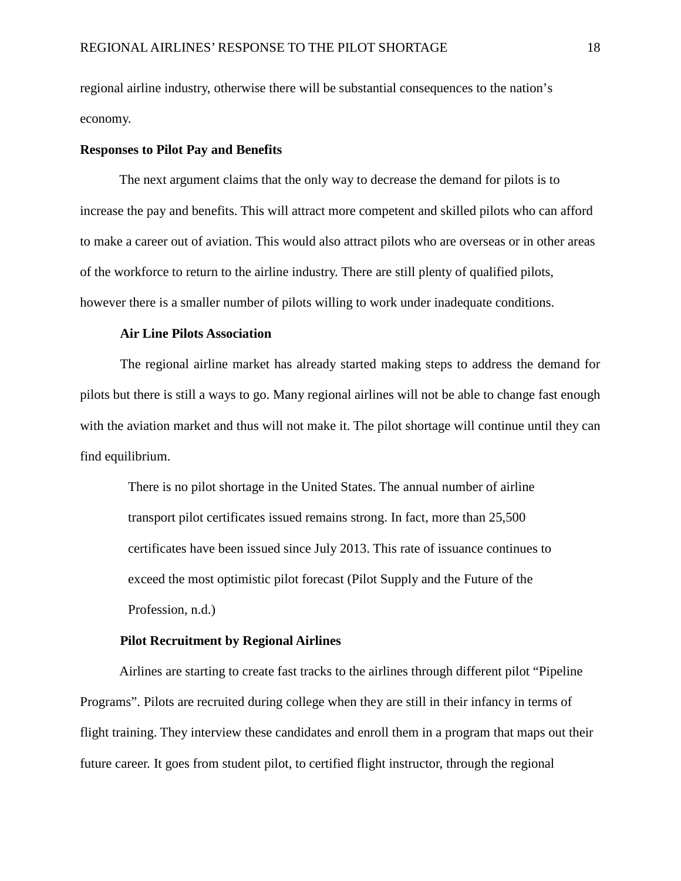regional airline industry, otherwise there will be substantial consequences to the nation's economy.

## Responses to Pilot Pay and Benefits

The next argument claims that the only way to decrease the demand for pilots is to increase the pay and benefits. This will attract more competent and skilled pilots who can afford to make a career out of aviation. This would also attract pilots who are overseas or in other areas of the workforce to return to the airline industry. There are still plenty of qualified pilots, however there is a smaller number of pilots willing to work under inadequate conditions.

### Air Line Pilots Association

The regional airline market has already started making steps to address the demand for pilots but there is still a ways to go. Many regional airlines will not be able to change fast enough with the aviation market and thus will not make it. The pilot shortage will continue until they can find equilibrium.

> There is no pilot shortage in the United States. The annual number of airline transport pilot certificates issued remains strong. In fact, more than 25,500 certificates have been issued since July 2013. This rate of issuance continues to exceed the most optimistic pilot forecast (Pilot Supply and the Future of the Profession, n.d.)

### Pilot Recruitment by Regional Airlines

Airlines are starting to create fast tracks to the airlines through different pilot "Pipeline Programs". Pilots are recruited during college when they are still in their infancy in terms of flight training. They interview these candidates and enroll them in a program that maps out their future career. It goes from student pilot, to certified flight instructor, through the regional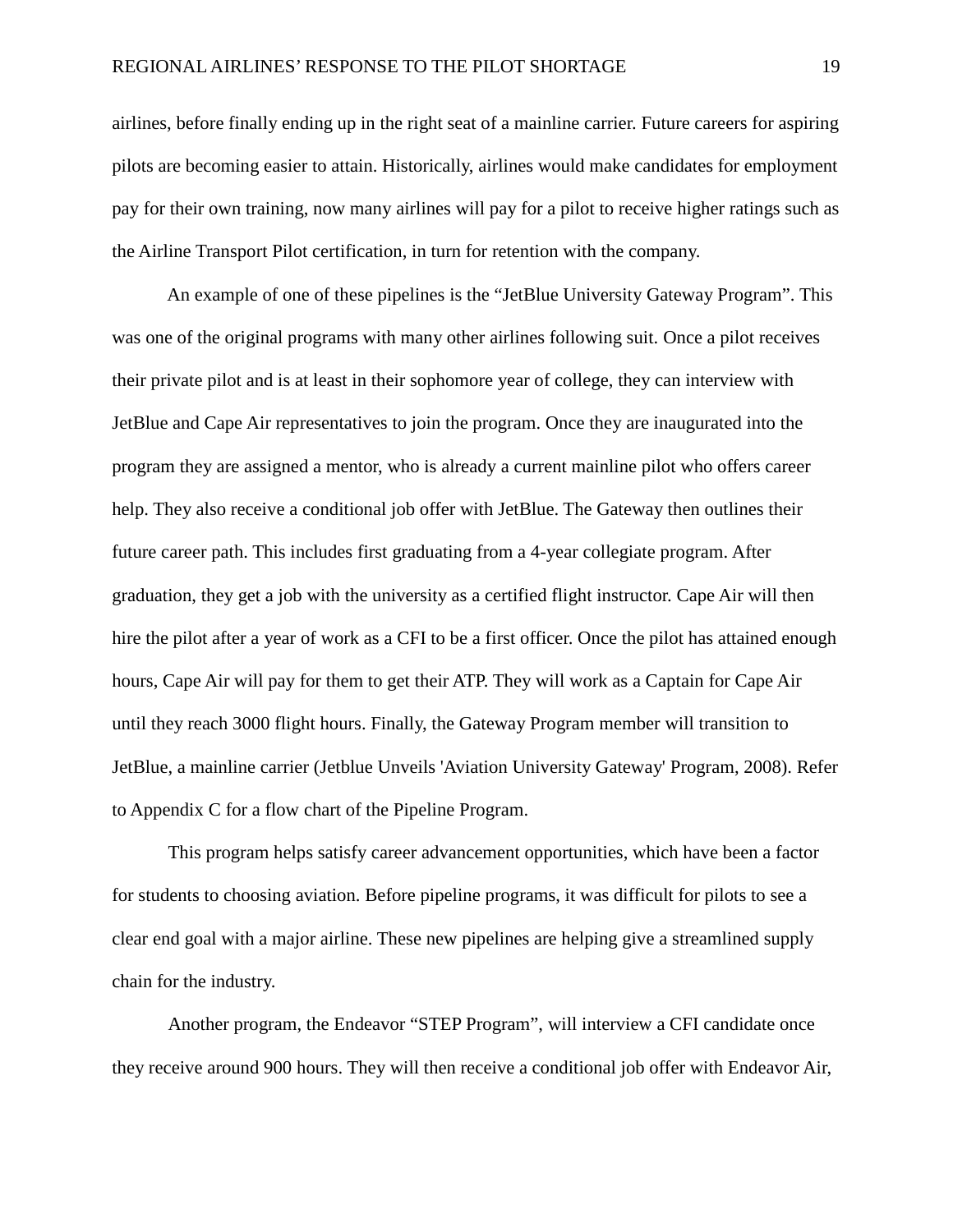airlines, before finally ending up in the right seat of a mainline carrier. Future careers for aspiring pilots are becoming easier to attain. Historically, airlines would make candidates for employment pay for their own training, now many airlines will pay for a pilot to receive higher ratings such as the Airline Transport Pilot certification, in turn for retention with the company.

An example of one of these pipelines is the "JetBlue University Gateway Program". This was one of the original programs with many other airlines following suit. Once a pilot receives their private pilot and is at least in their sophomore year of college, they can interview with JetBlue and Cape Air representatives to join the program. Once they are inaugurated into the program they are assigned a mentor, who is already a current mainline pilot who offers career help. They also receive a conditional job offer with JetBlue. The Gateway then outlines their future career path. This includes first graduating from a 4-year collegiate program. After graduation, they get a job with the university as a certified flight instructor. Cape Air will then hire the pilot after a year of work as a CFI to be a first officer. Once the pilot has attained enough hours, Cape Air will pay for them to get their ATP. They will work as a Captain for Cape Air until they reach 3000 flight hours. Finally, the Gateway Program member will transition to JetBlue, a mainline carrier (Jetblue Unveils 'Aviation University Gateway' Program, 2008). Refer to Appendix C for a flow chart of the Pipeline Program.

This program helps satisfy career advancement opportunities, which have been a factor for students to choosing aviation. Before pipeline programs, it was difficult for pilots to see a clear end goal with a major airline. These new pipelines are helping give a streamlined supply chain for the industry.

Another program, the Endeavor "STEP Program", will interview a CFI candidate once they receive around 900 hours. They will then receive a conditional job offer with Endeavor Air,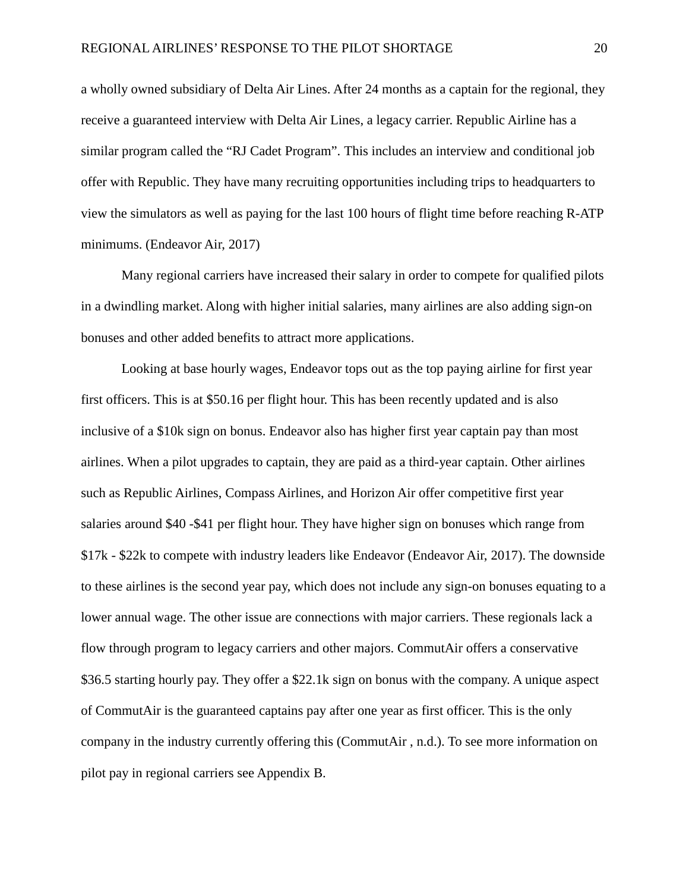a wholly owned subsidiary of Delta Air Lines. After 24 months as a captain for the regional, they receive a guaranteed interview with Delta Air Lines, a legacy carrier. Republic Airline has a similar program called the "RJ Cadet Program". This includes an interview and conditional job offer with Republic. They have many recruiting opportunities including trips to headquarters to view the simulators as well as paying for the last 100 hours of flight time before reaching R-ATP minimums. (Endeavor Air, 2017)

Many regional carriers have increased their salary in order to compete for qualified pilots in a dwindling market. Along with higher initial salaries, many airlines are also adding sign-on bonuses and other added benefits to attract more applications.

Looking at base hourly wages, Endeavor tops out as the top paying airline for first year first officers. This is at $50.16 per flight hour. This has been recently updated and is also inclusive of a $10k sign on bonus. Endeavor also has higher first year captain pay than most airlines. When a pilot upgrades to captain, they are paid as a third-year captain. Other airlines such as Republic Airlines, Compass Airlines, and Horizon Air offer competitive first year salaries around $40 -$41 per flight hour. They have higher sign on bonuses which range from $17k - $22k to compete with industry leaders like Endeavor (Endeavor Air, 2017). The downside to these airlines is the second year pay, which does not include any sign-on bonuses equating to a lower annual wage. The other issue are connections with major carriers. These regionals lack a flow through program to legacy carriers and other majors. CommutAir offers a conservative $36.5 starting hourly pay. They offer a $22.1k sign on bonus with the company. A unique aspect of CommutAir is the guaranteed captains pay after one year as first officer. This is the only company in the industry currently offering this (CommutAir , n.d.). To see more information on pilot pay in regional carriers see Appendix B.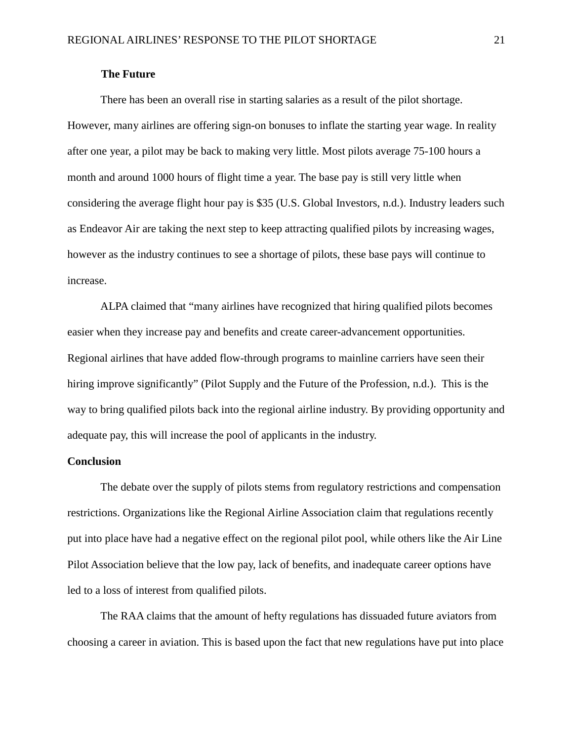### The Future

There has been an overall rise in starting salaries as a result of the pilot shortage. However, many airlines are offering sign-on bonuses to inflate the starting year wage. In reality after one year, a pilot may be back to making very little. Most pilots average 75-100 hours a month and around 1000 hours of flight time a year. The base pay is still very little when considering the average flight hour pay is $35 (U.S. Global Investors, n.d.). Industry leaders such as Endeavor Air are taking the next step to keep attracting qualified pilots by increasing wages, however as the industry continues to see a shortage of pilots, these base pays will continue to increase.

ALPA claimed that "many airlines have recognized that hiring qualified pilots becomes easier when they increase pay and benefits and create career-advancement opportunities. Regional airlines that have added flow-through programs to mainline carriers have seen their hiring improve significantly" (Pilot Supply and the Future of the Profession, n.d.). This is the way to bring qualified pilots back into the regional airline industry. By providing opportunity and adequate pay, this will increase the pool of applicants in the industry.

## Conclusion

The debate over the supply of pilots stems from regulatory restrictions and compensation restrictions. Organizations like the Regional Airline Association claim that regulations recently put into place have had a negative effect on the regional pilot pool, while others like the Air Line Pilot Association believe that the low pay, lack of benefits, and inadequate career options have led to a loss of interest from qualified pilots.

The RAA claims that the amount of hefty regulations has dissuaded future aviators from choosing a career in aviation. This is based upon the fact that new regulations have put into place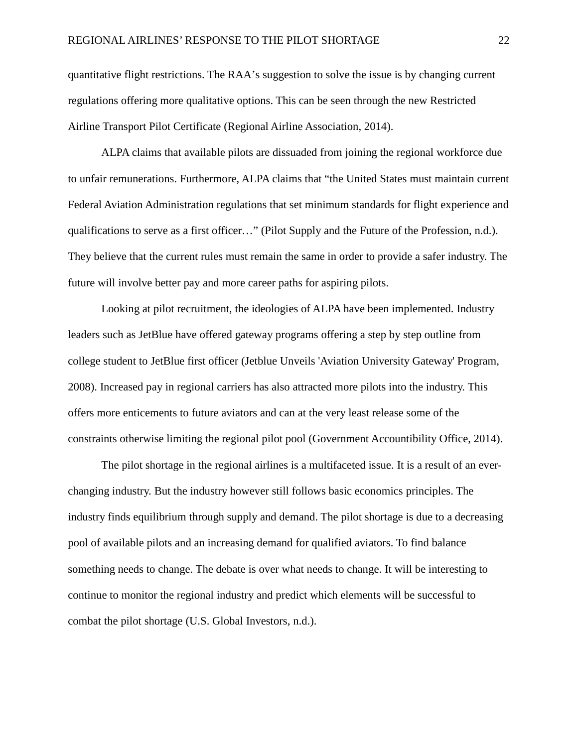quantitative flight restrictions. The RAA's suggestion to solve the issue is by changing current regulations offering more qualitative options. This can be seen through the new Restricted Airline Transport Pilot Certificate (Regional Airline Association, 2014).

ALPA claims that available pilots are dissuaded from joining the regional workforce due to unfair remunerations. Furthermore, ALPA claims that "the United States must maintain current Federal Aviation Administration regulations that set minimum standards for flight experience and qualifications to serve as a first officer…" (Pilot Supply and the Future of the Profession, n.d.). They believe that the current rules must remain the same in order to provide a safer industry. The future will involve better pay and more career paths for aspiring pilots.

Looking at pilot recruitment, the ideologies of ALPA have been implemented. Industry leaders such as JetBlue have offered gateway programs offering a step by step outline from college student to JetBlue first officer (Jetblue Unveils 'Aviation University Gateway' Program, 2008). Increased pay in regional carriers has also attracted more pilots into the industry. This offers more enticements to future aviators and can at the very least release some of the constraints otherwise limiting the regional pilot pool (Government Accountibility Office, 2014).

The pilot shortage in the regional airlines is a multifaceted issue. It is a result of an ever-changing industry. But the industry however still follows basic economics principles. The industry finds equilibrium through supply and demand. The pilot shortage is due to a decreasing pool of available pilots and an increasing demand for qualified aviators. To find balance something needs to change. The debate is over what needs to change. It will be interesting to continue to monitor the regional industry and predict which elements will be successful to combat the pilot shortage (U.S. Global Investors, n.d.).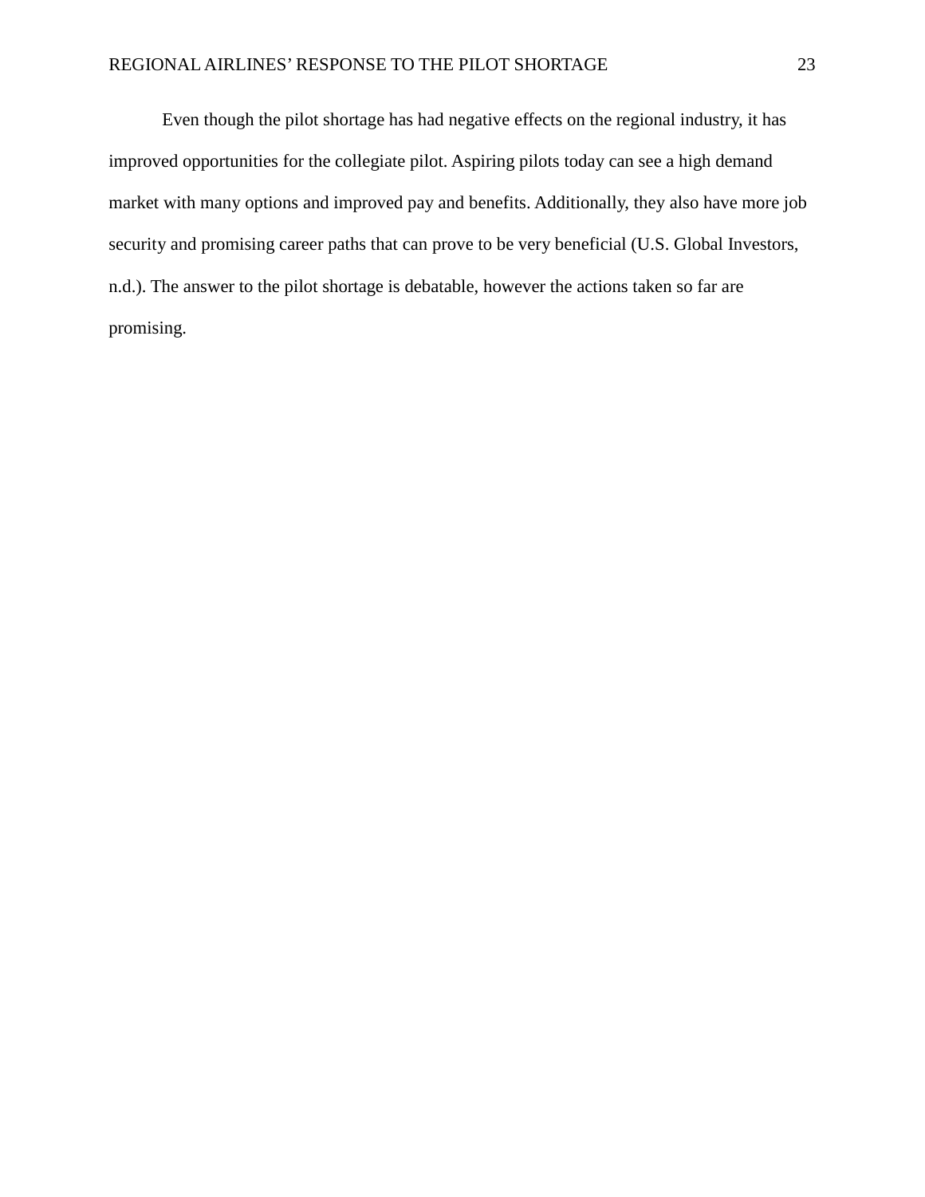Even though the pilot shortage has had negative effects on the regional industry, it has improved opportunities for the collegiate pilot. Aspiring pilots today can see a high demand market with many options and improved pay and benefits. Additionally, they also have more job security and promising career paths that can prove to be very beneficial (U.S. Global Investors, n.d.). The answer to the pilot shortage is debatable, however the actions taken so far are promising.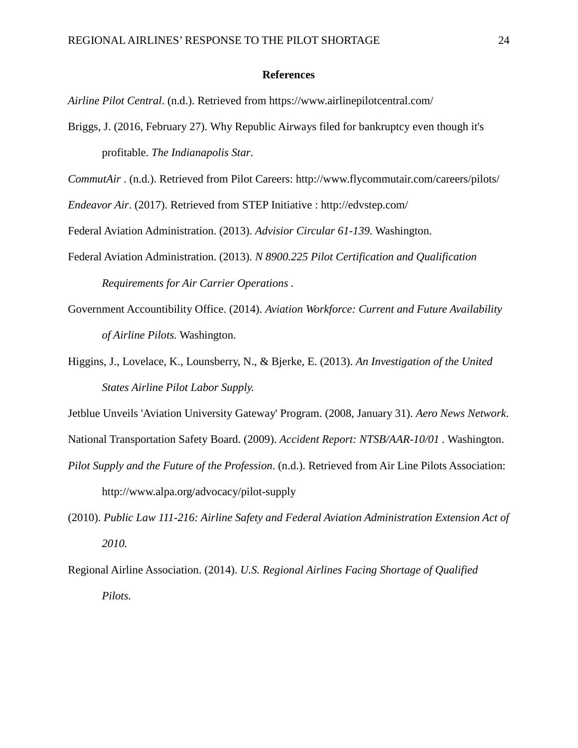## References

*Airline Pilot Central*. (n.d.). Retrieved from https://www.airlinepilotcentral.com/

Briggs, J. (2016, February 27). Why Republic Airways filed for bankruptcy even though it's profitable. *The Indianapolis Star*.

*CommutAir* . (n.d.). Retrieved from Pilot Careers: http://www.flycommutair.com/careers/pilots/

*Endeavor Air*. (2017). Retrieved from STEP Initiative : http://edvstep.com/

Federal Aviation Administration. (2013). *Advisior Circular 61-139.* Washington.

Federal Aviation Administration. (2013). *N 8900.225 Pilot Certification and Qualification Requirements for Air Carrier Operations* .

Government Accountibility Office. (2014). *Aviation Workforce: Current and Future Availability of Airline Pilots.* Washington.

Higgins, J., Lovelace, K., Lounsberry, N., & Bjerke, E. (2013). *An Investigation of the United States Airline Pilot Labor Supply.*

Jetblue Unveils 'Aviation University Gateway' Program. (2008, January 31). *Aero News Network*.

National Transportation Safety Board. (2009). *Accident Report: NTSB/AAR-10/01* . Washington.

*Pilot Supply and the Future of the Profession*. (n.d.). Retrieved from Air Line Pilots Association: http://www.alpa.org/advocacy/pilot-supply

(2010). *Public Law 111-216: Airline Safety and Federal Aviation Administration Extension Act of 2010.*

Regional Airline Association. (2014). *U.S. Regional Airlines Facing Shortage of Qualified Pilots.*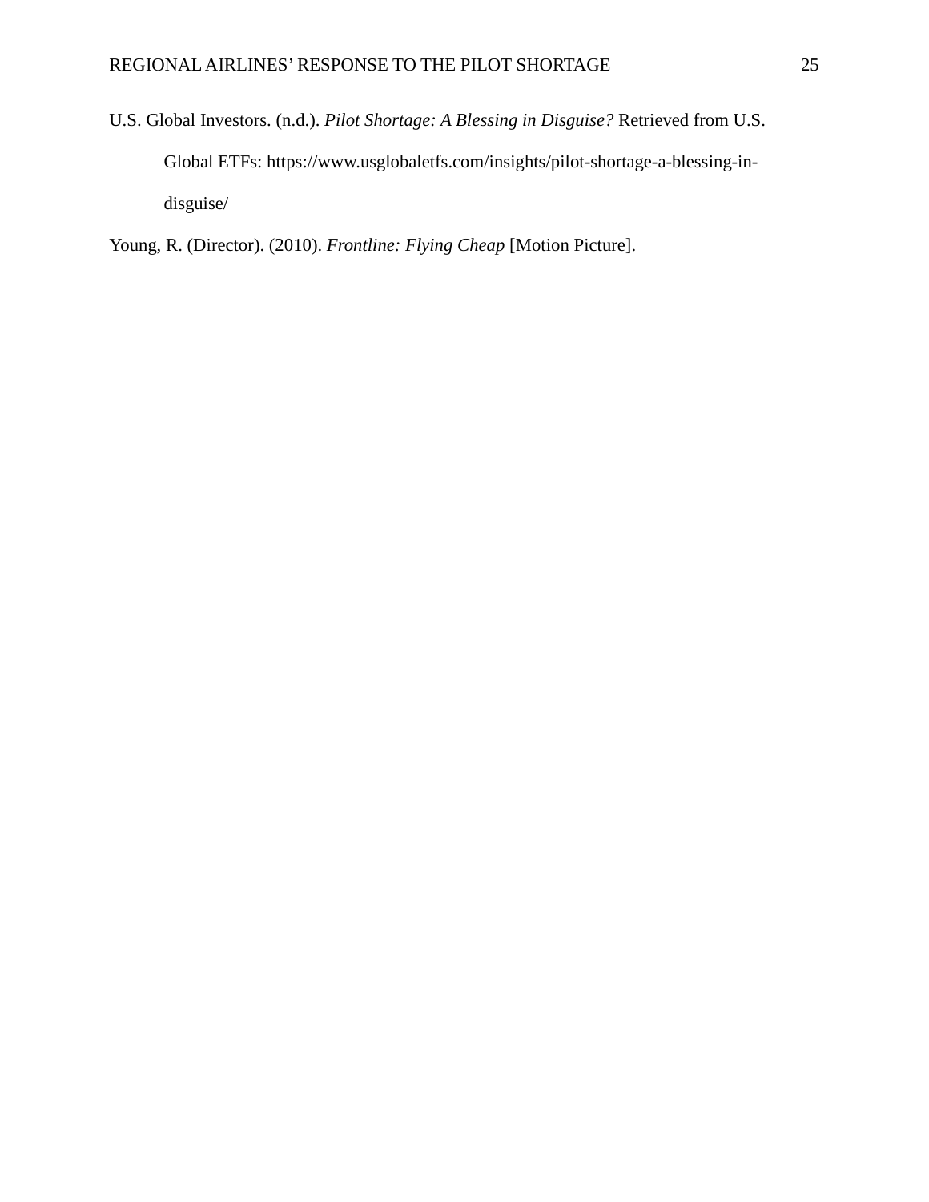U.S. Global Investors. (n.d.). *Pilot Shortage: A Blessing in Disguise?* Retrieved from U.S. Global ETFs: https://www.usglobaletfs.com/insights/pilot-shortage-a-blessing-in-disguise/

Young, R. (Director). (2010). *Frontline: Flying Cheap* [Motion Picture].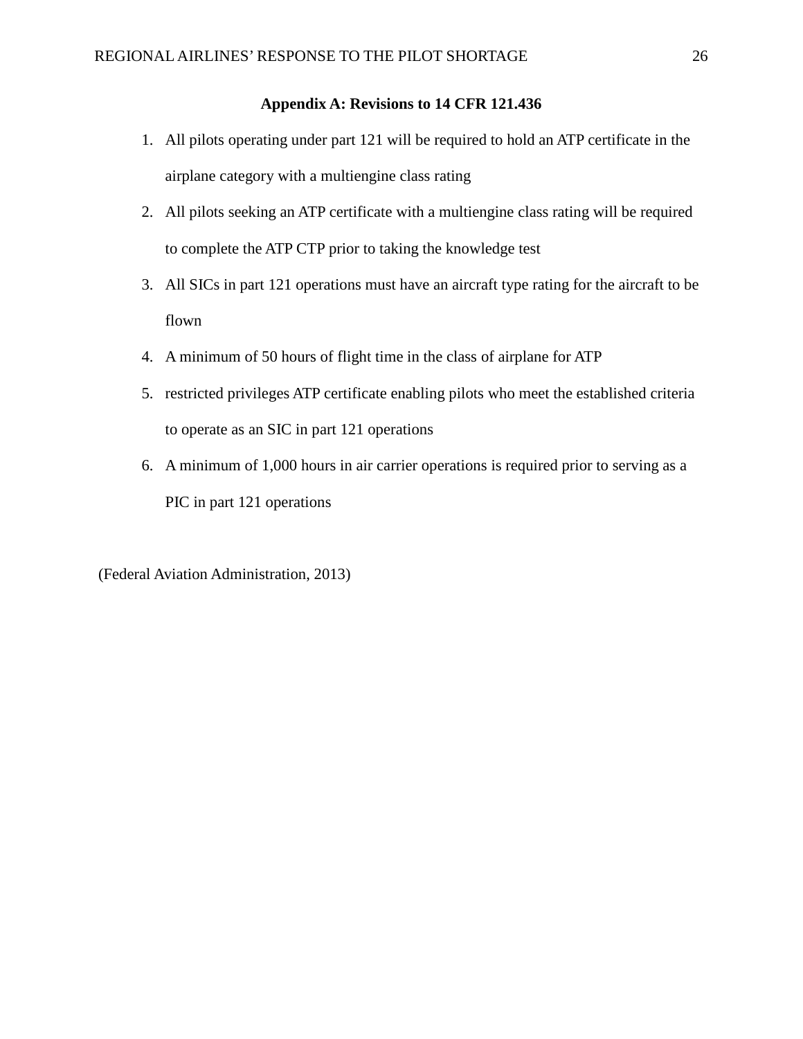## Appendix A: Revisions to 14 CFR 121.436

1. All pilots operating under part 121 will be required to hold an ATP certificate in the airplane category with a multiengine class rating
2. All pilots seeking an ATP certificate with a multiengine class rating will be required to complete the ATP CTP prior to taking the knowledge test
3. All SICs in part 121 operations must have an aircraft type rating for the aircraft to be flown
4. A minimum of 50 hours of flight time in the class of airplane for ATP
5. restricted privileges ATP certificate enabling pilots who meet the established criteria to operate as an SIC in part 121 operations
6. A minimum of 1,000 hours in air carrier operations is required prior to serving as a PIC in part 121 operations

(Federal Aviation Administration, 2013)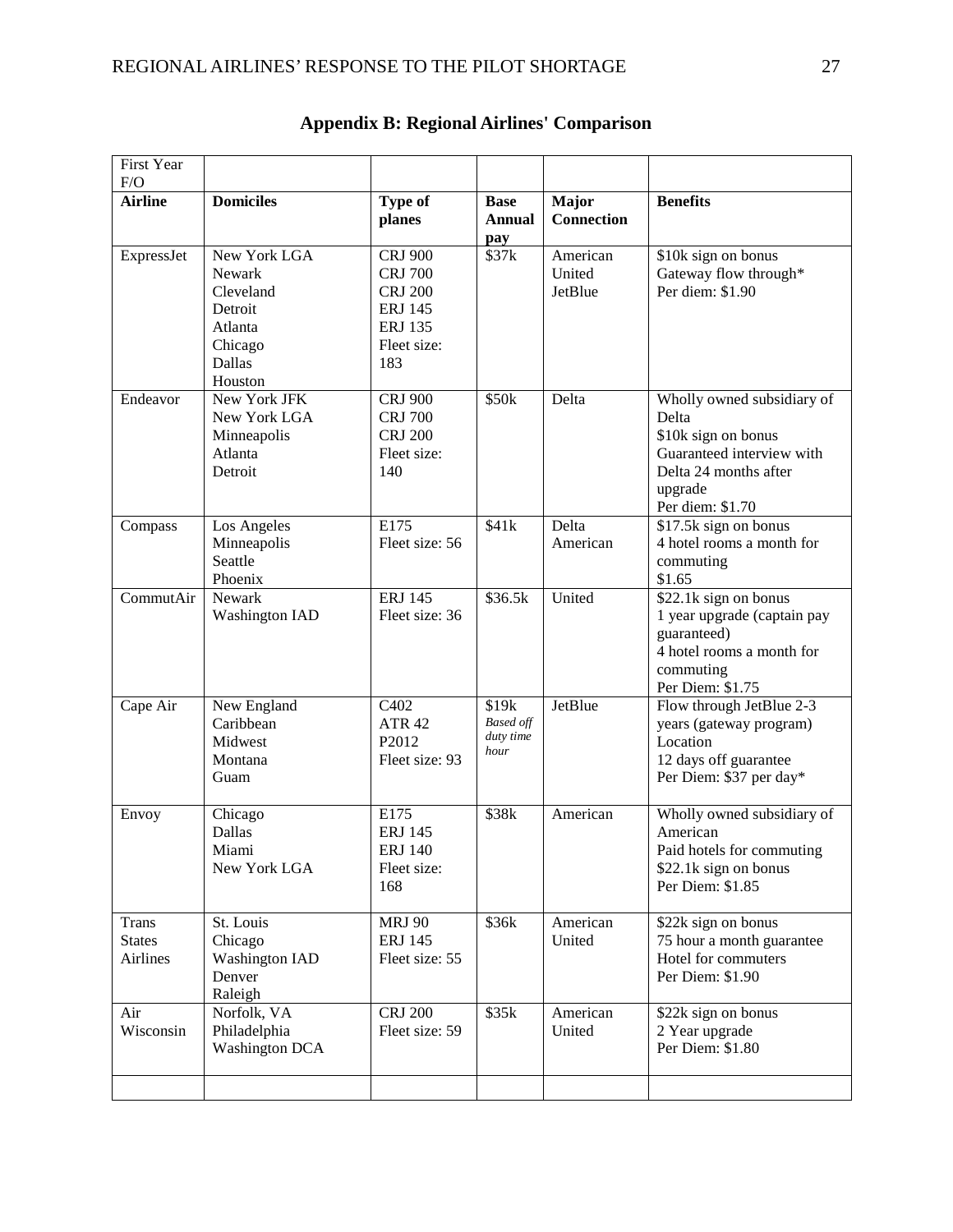## Appendix B: Regional Airlines' Comparison

| First Year F/O | | | | | |
|---|---|---|---|---|---|
| **Airline** | **Domiciles** | **Type of planes** | **Base Annual pay** | **Major Connection** | **Benefits** |
| ExpressJet | New York LGA<br>Newark<br>Cleveland<br>Detroit<br>Atlanta<br>Chicago<br>Dallas<br>Houston | CRJ 900<br>CRJ 700<br>CRJ 200<br>ERJ 145<br>ERJ 135<br>Fleet size: 183 | $37k | American<br>United<br>JetBlue | $10k sign on bonus<br>Gateway flow through*<br>Per diem: $1.90 |
| Endeavor | New York JFK<br>New York LGA<br>Minneapolis<br>Atlanta<br>Detroit | CRJ 900<br>CRJ 700<br>CRJ 200<br>Fleet size: 140 | $50k | Delta | Wholly owned subsidiary of Delta<br>$10k sign on bonus<br>Guaranteed interview with Delta 24 months after upgrade<br>Per diem: $1.70 |
| Compass | Los Angeles<br>Minneapolis<br>Seattle<br>Phoenix | E175<br>Fleet size: 56 | $41k | Delta<br>American | $17.5k sign on bonus<br>4 hotel rooms a month for commuting<br>$1.65 |
| CommutAir | Newark<br>Washington IAD | ERJ 145<br>Fleet size: 36 | $36.5k | United | $22.1k sign on bonus<br>1 year upgrade (captain pay guaranteed)<br>4 hotel rooms a month for commuting<br>Per Diem: $1.75 |
| Cape Air | New England<br>Caribbean<br>Midwest<br>Montana<br>Guam | C402<br>ATR 42<br>P2012<br>Fleet size: 93 | $19k<br>*Based off duty time hour* | JetBlue | Flow through JetBlue 2-3 years (gateway program)<br>Location<br>12 days off guarantee<br>Per Diem: $37 per day* |
| Envoy | Chicago<br>Dallas<br>Miami<br>New York LGA | E175<br>ERJ 145<br>ERJ 140<br>Fleet size: 168 | $38k | American | Wholly owned subsidiary of American<br>Paid hotels for commuting<br>$22.1k sign on bonus<br>Per Diem: $1.85 |
| Trans States Airlines | St. Louis<br>Chicago<br>Washington IAD<br>Denver<br>Raleigh | MRJ 90<br>ERJ 145<br>Fleet size: 55 | $36k | American<br>United | $22k sign on bonus<br>75 hour a month guarantee<br>Hotel for commuters<br>Per Diem: $1.90 |
| Air Wisconsin | Norfolk, VA<br>Philadelphia<br>Washington DCA | CRJ 200<br>Fleet size: 59 | $35k | American<br>United | $22k sign on bonus<br>2 Year upgrade<br>Per Diem: $1.80 |
| | | | | | |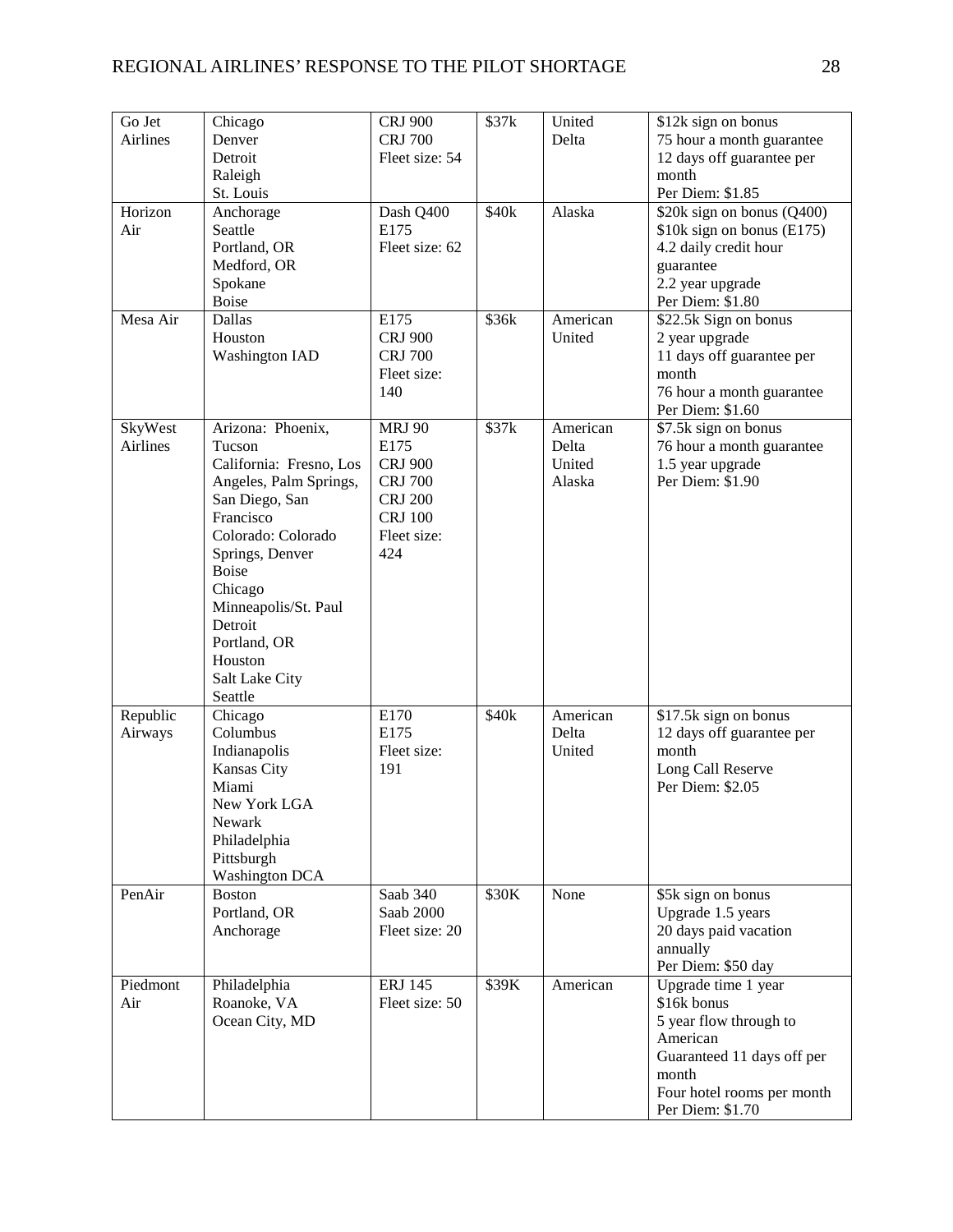| | | | | | |
|---|---|---|---|---|---|
| Go Jet Airlines | Chicago<br>Denver<br>Detroit<br>Raleigh<br>St. Louis | CRJ 900<br>CRJ 700<br>Fleet size: 54 | $37k | United<br>Delta | $12k sign on bonus<br>75 hour a month guarantee<br>12 days off guarantee per month<br>Per Diem: $1.85 |
| Horizon Air | Anchorage<br>Seattle<br>Portland, OR<br>Medford, OR<br>Spokane<br>Boise | Dash Q400<br>E175<br>Fleet size: 62 | $40k | Alaska | $20k sign on bonus (Q400)<br>$10k sign on bonus (E175)<br>4.2 daily credit hour guarantee<br>2.2 year upgrade<br>Per Diem: $1.80 |
| Mesa Air | Dallas<br>Houston<br>Washington IAD | E175<br>CRJ 900<br>CRJ 700<br>Fleet size: 140 | $36k | American<br>United | $22.5k Sign on bonus<br>2 year upgrade<br>11 days off guarantee per month<br>76 hour a month guarantee<br>Per Diem: $1.60 |
| SkyWest Airlines | Arizona: Phoenix, Tucson<br>California: Fresno, Los Angeles, Palm Springs, San Diego, San Francisco<br>Colorado: Colorado Springs, Denver<br>Boise<br>Chicago<br>Minneapolis/St. Paul<br>Detroit<br>Portland, OR<br>Houston<br>Salt Lake City<br>Seattle | MRJ 90<br>E175<br>CRJ 900<br>CRJ 700<br>CRJ 200<br>CRJ 100<br>Fleet size: 424 | $37k | American<br>Delta<br>United<br>Alaska | $7.5k sign on bonus<br>76 hour a month guarantee<br>1.5 year upgrade<br>Per Diem: $1.90 |
| Republic Airways | Chicago<br>Columbus<br>Indianapolis<br>Kansas City<br>Miami<br>New York LGA<br>Newark<br>Philadelphia<br>Pittsburgh<br>Washington DCA | E170<br>E175<br>Fleet size: 191 | $40k | American<br>Delta<br>United | $17.5k sign on bonus<br>12 days off guarantee per month<br>Long Call Reserve<br>Per Diem: $2.05 |
| PenAir | Boston<br>Portland, OR<br>Anchorage | Saab 340<br>Saab 2000<br>Fleet size: 20 | $30K | None | $5k sign on bonus<br>Upgrade 1.5 years<br>20 days paid vacation annually<br>Per Diem: $50 day |
| Piedmont Air | Philadelphia<br>Roanoke, VA<br>Ocean City, MD | ERJ 145<br>Fleet size: 50 | $39K | American | Upgrade time 1 year<br>$16k bonus<br>5 year flow through to American<br>Guaranteed 11 days off per month<br>Four hotel rooms per month<br>Per Diem: $1.70 |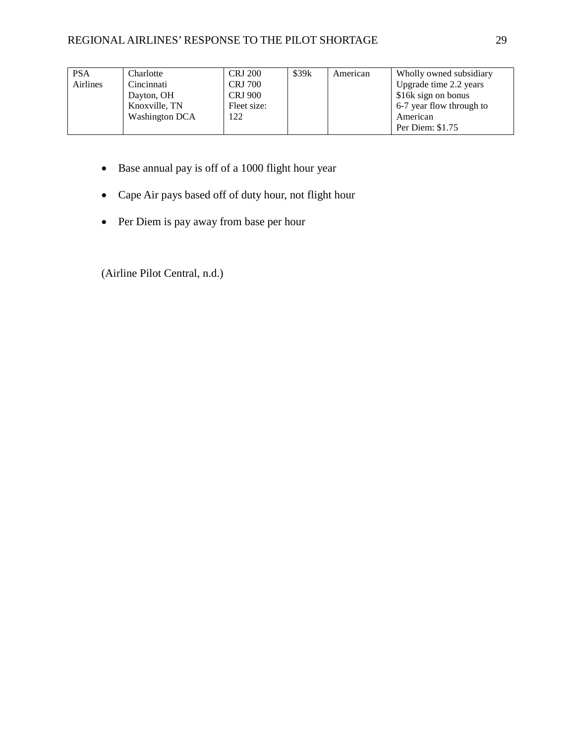| | | | | | |
|---|---|---|---|---|---|
| PSA Airlines | Charlotte<br>Cincinnati<br>Dayton, OH<br>Knoxville, TN<br>Washington DCA | CRJ 200<br>CRJ 700<br>CRJ 900<br>Fleet size: 122 | $39k | American | Wholly owned subsidiary<br>Upgrade time 2.2 years<br>$16k sign on bonus<br>6-7 year flow through to American<br>Per Diem: $1.75 |

- Base annual pay is off of a 1000 flight hour year
- Cape Air pays based off of duty hour, not flight hour
- Per Diem is pay away from base per hour

(Airline Pilot Central, n.d.)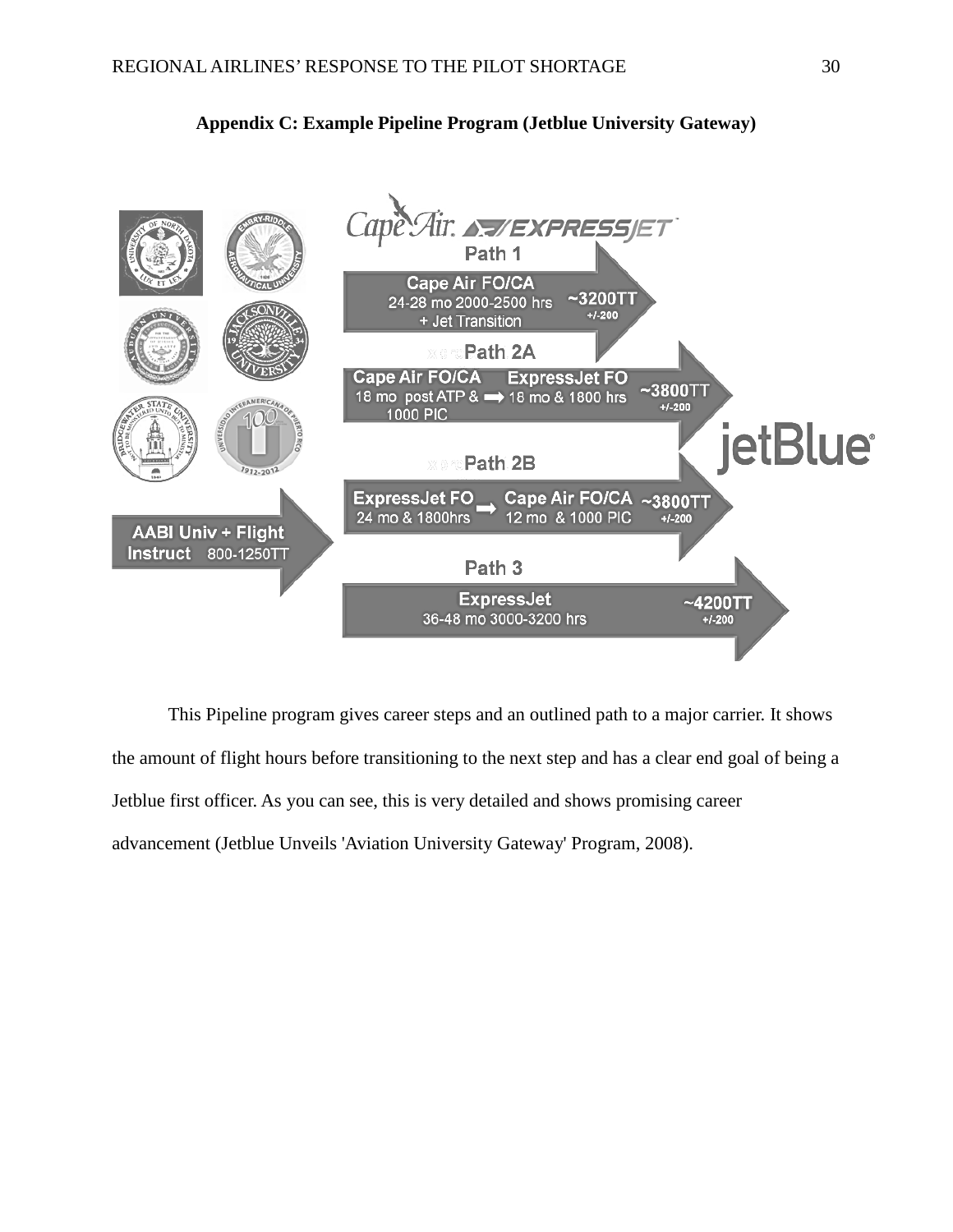## Appendix C: Example Pipeline Program (Jetblue University Gateway)

Cape Air. EXPRESSJET

Path 1

Cape Air FO/CA
24-28 mo 2000-2500 hrs
+ Jet Transition
~3200TT
+/-200

Path 2A

Cape Air FO/CA
18 mo post ATP &
1000 PIC
ExpressJet FO
18 mo & 1800 hrs
~3800TT
+/-200

jetBlue

Path 2B

ExpressJet FO
24 mo & 1800hrs
Cape Air FO/CA
12 mo & 1000 PIC
~3800TT
+/-200

AABI Univ + Flight Instruct 800-1250TT

Path 3

ExpressJet
36-48 mo 3000-3200 hrs
~4200TT
+/-200

This Pipeline program gives career steps and an outlined path to a major carrier. It shows the amount of flight hours before transitioning to the next step and has a clear end goal of being a Jetblue first officer. As you can see, this is very detailed and shows promising career advancement (Jetblue Unveils 'Aviation University Gateway' Program, 2008).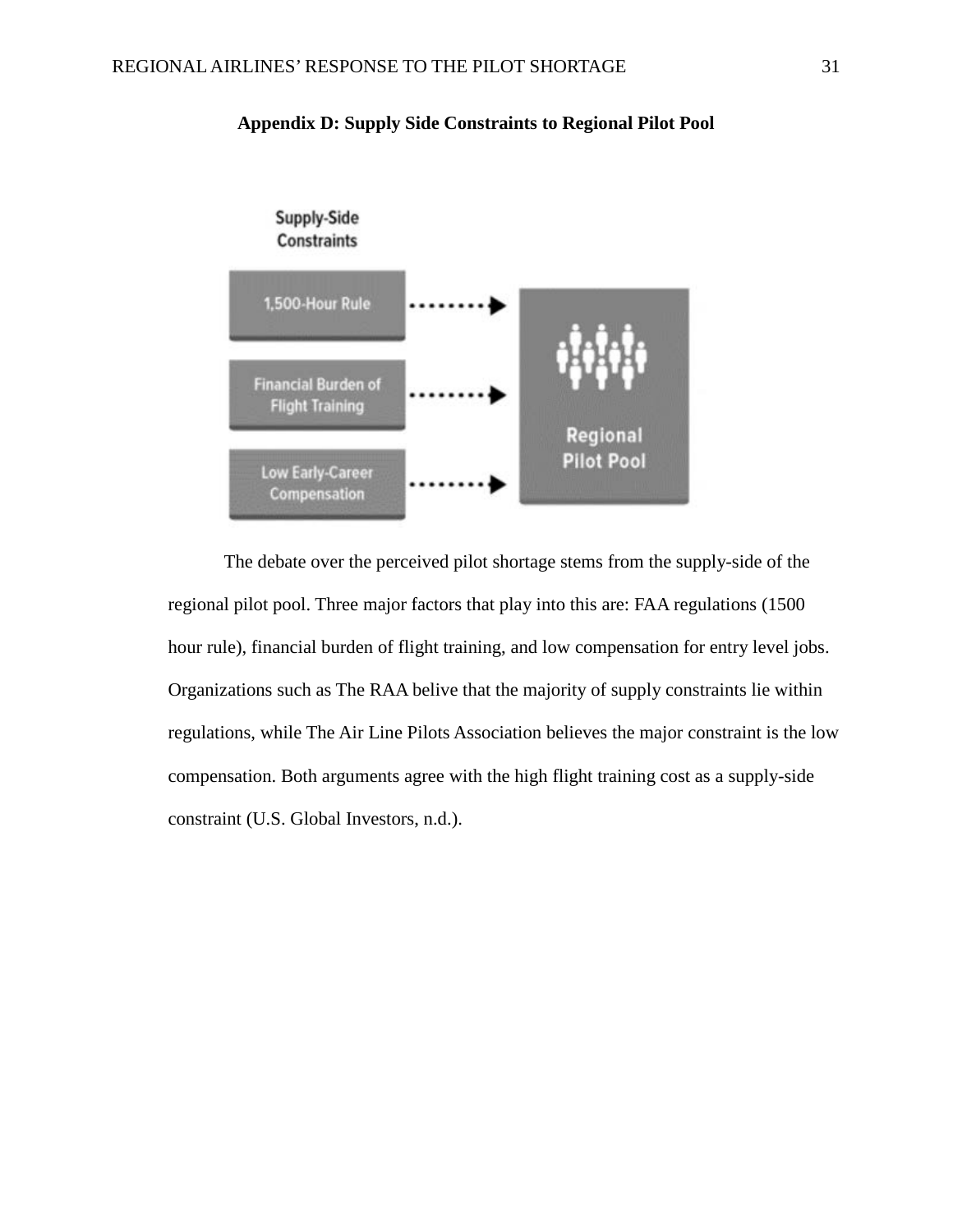**Appendix D: Supply Side Constraints to Regional Pilot Pool**

Supply-Side Constraints

1,500-Hour Rule

Financial Burden of Flight Training

Low Early-Career Compensation

Regional Pilot Pool

The debate over the perceived pilot shortage stems from the supply-side of the regional pilot pool. Three major factors that play into this are: FAA regulations (1500 hour rule), financial burden of flight training, and low compensation for entry level jobs. Organizations such as The RAA belive that the majority of supply constraints lie within regulations, while The Air Line Pilots Association believes the major constraint is the low compensation. Both arguments agree with the high flight training cost as a supply-side constraint (U.S. Global Investors, n.d.).